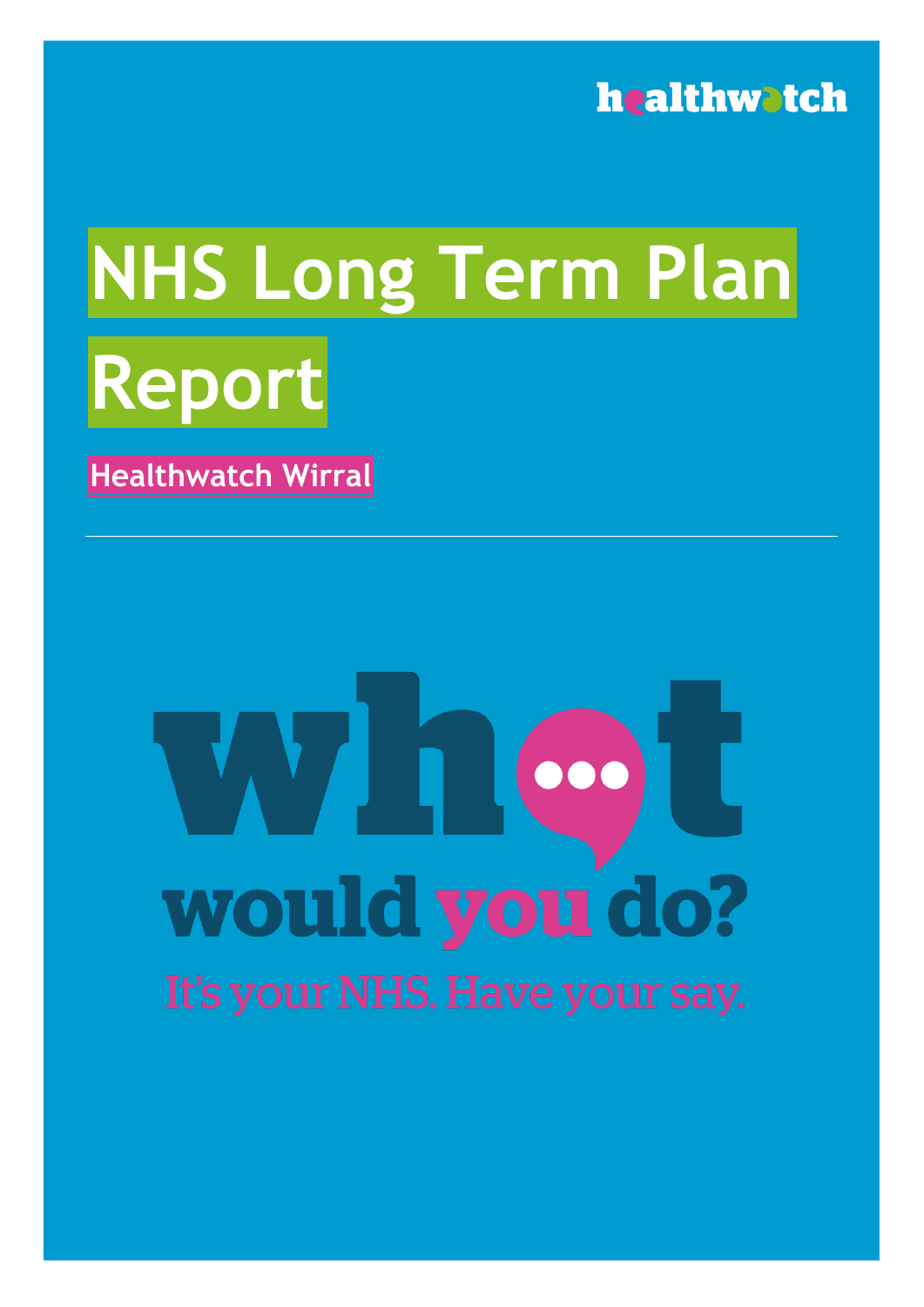healthwatch

# NHS Long Term Plan Report

**Healthwatch Wirral**

---

what would you do?

It's your NHS. Have your say.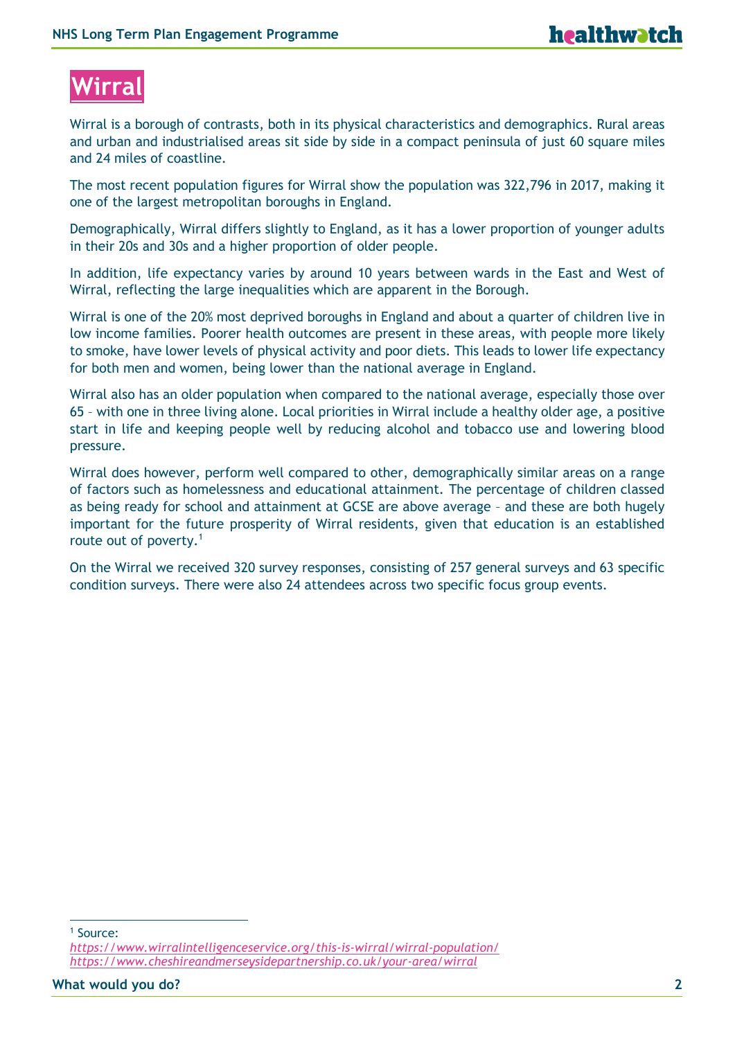# Wirral

Wirral is a borough of contrasts, both in its physical characteristics and demographics. Rural areas and urban and industrialised areas sit side by side in a compact peninsula of just 60 square miles and 24 miles of coastline.

The most recent population figures for Wirral show the population was 322,796 in 2017, making it one of the largest metropolitan boroughs in England.

Demographically, Wirral differs slightly to England, as it has a lower proportion of younger adults in their 20s and 30s and a higher proportion of older people.

In addition, life expectancy varies by around 10 years between wards in the East and West of Wirral, reflecting the large inequalities which are apparent in the Borough.

Wirral is one of the 20% most deprived boroughs in England and about a quarter of children live in low income families. Poorer health outcomes are present in these areas, with people more likely to smoke, have lower levels of physical activity and poor diets. This leads to lower life expectancy for both men and women, being lower than the national average in England.

Wirral also has an older population when compared to the national average, especially those over 65 – with one in three living alone. Local priorities in Wirral include a healthy older age, a positive start in life and keeping people well by reducing alcohol and tobacco use and lowering blood pressure.

Wirral does however, perform well compared to other, demographically similar areas on a range of factors such as homelessness and educational attainment. The percentage of children classed as being ready for school and attainment at GCSE are above average – and these are both hugely important for the future prosperity of Wirral residents, given that education is an established route out of poverty.[1]

On the Wirral we received 320 survey responses, consisting of 257 general surveys and 63 specific condition surveys. There were also 24 attendees across two specific focus group events.

---

[1] Source:
*https://www.wirralintelligenceservice.org/this-is-wirral/wirral-population/*
*https://www.cheshireandmerseysidepartnership.co.uk/your-area/wirral*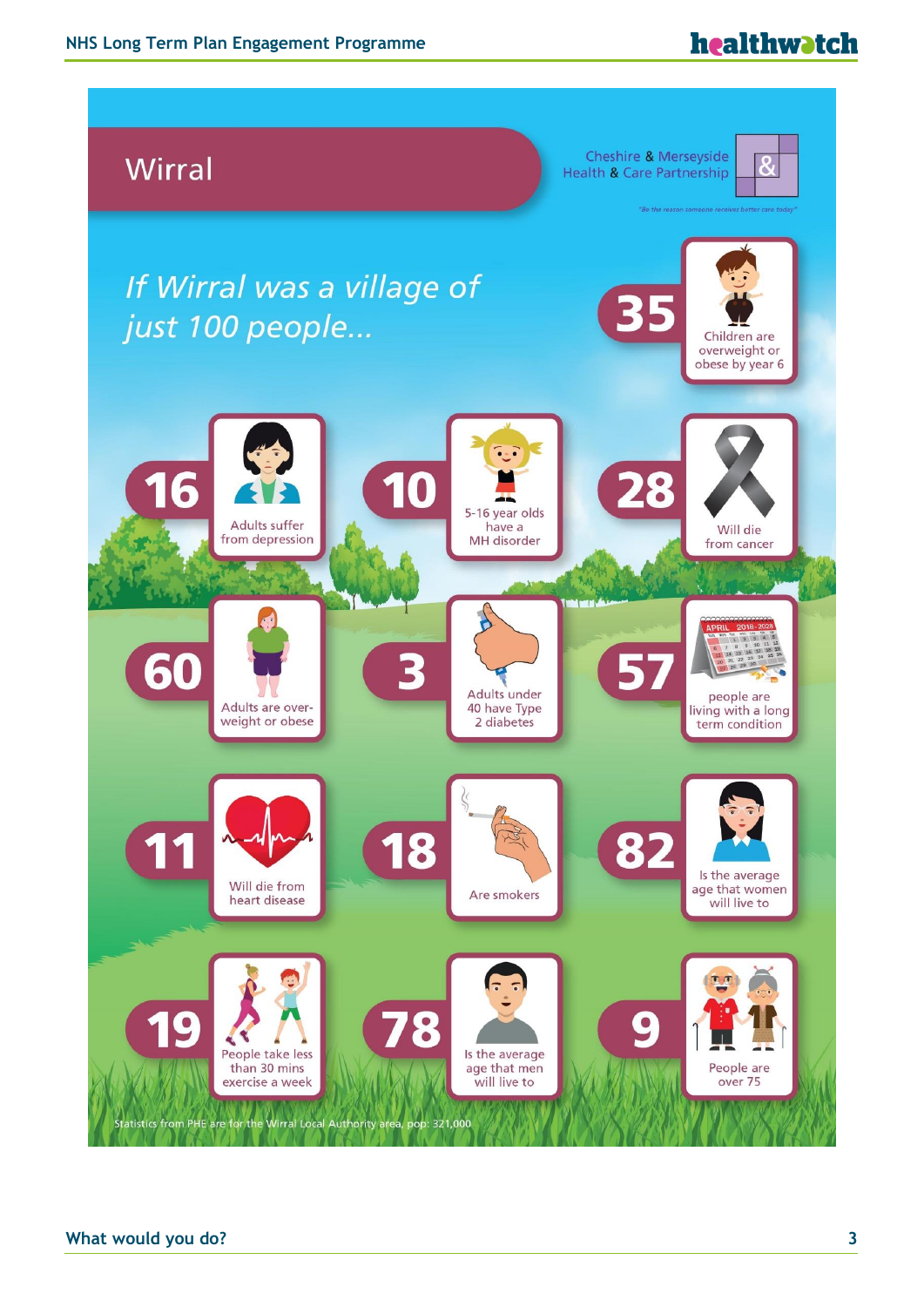# Wirral

Cheshire & Merseyside Health & Care Partnership

*"Be the reason someone receives better care today"*

*If Wirral was a village of just 100 people...*

- **35** Children are overweight or obese by year 6
- **16** Adults suffer from depression
- **10** 5-16 year olds have a MH disorder
- **28** Will die from cancer
- **60** Adults are over-weight or obese
- **3** Adults under 40 have Type 2 diabetes
- **57** people are living with a long term condition
- **11** Will die from heart disease
- **18** Are smokers
- **82** Is the average age that women will live to
- **19** People take less than 30 mins exercise a week
- **78** Is the average age that men will live to
- **9** People are over 75

Statistics from PHE are for the Wirral Local Authority area, pop: 321,000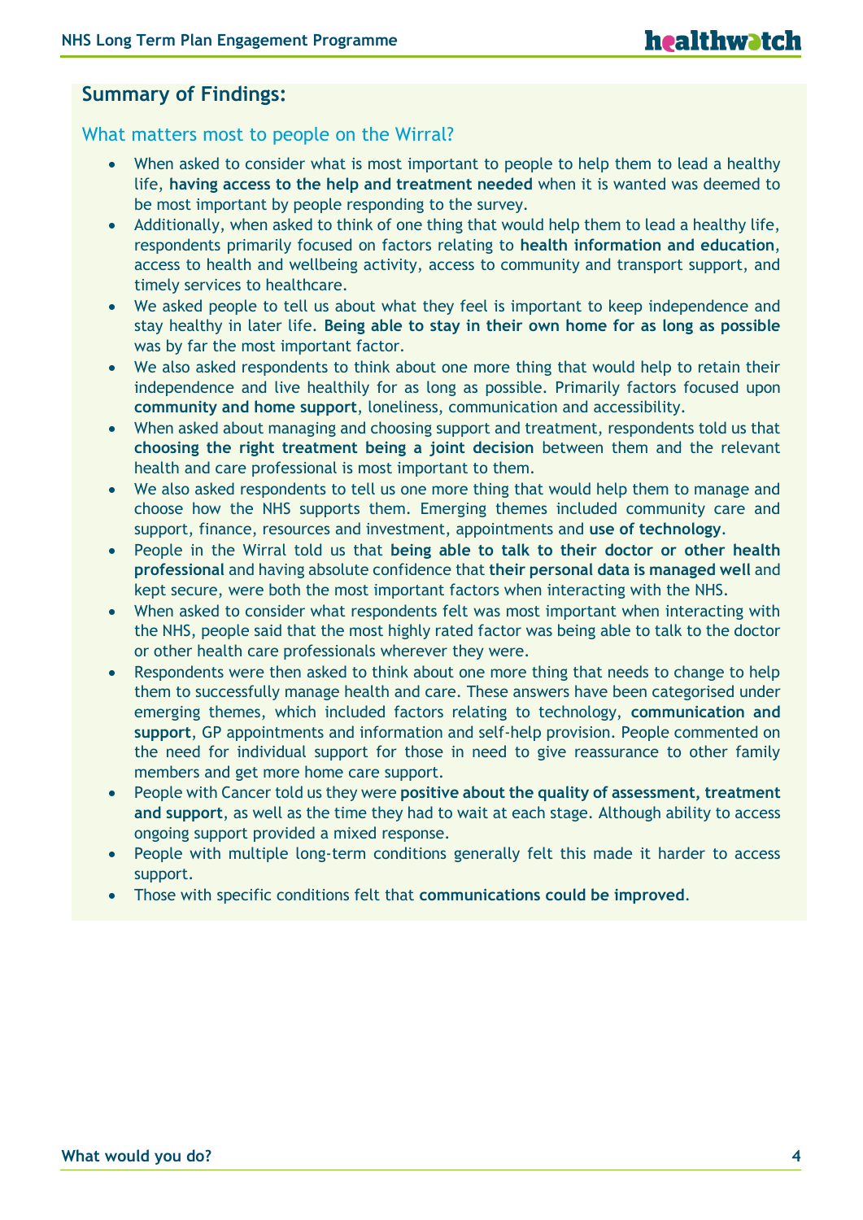## Summary of Findings:

### What matters most to people on the Wirral?

- When asked to consider what is most important to people to help them to lead a healthy life, **having access to the help and treatment needed** when it is wanted was deemed to be most important by people responding to the survey.
- Additionally, when asked to think of one thing that would help them to lead a healthy life, respondents primarily focused on factors relating to **health information and education**, access to health and wellbeing activity, access to community and transport support, and timely services to healthcare.
- We asked people to tell us about what they feel is important to keep independence and stay healthy in later life. **Being able to stay in their own home for as long as possible** was by far the most important factor.
- We also asked respondents to think about one more thing that would help to retain their independence and live healthily for as long as possible. Primarily factors focused upon **community and home support**, loneliness, communication and accessibility.
- When asked about managing and choosing support and treatment, respondents told us that **choosing the right treatment being a joint decision** between them and the relevant health and care professional is most important to them.
- We also asked respondents to tell us one more thing that would help them to manage and choose how the NHS supports them. Emerging themes included community care and support, finance, resources and investment, appointments and **use of technology**.
- People in the Wirral told us that **being able to talk to their doctor or other health professional** and having absolute confidence that **their personal data is managed well** and kept secure, were both the most important factors when interacting with the NHS.
- When asked to consider what respondents felt was most important when interacting with the NHS, people said that the most highly rated factor was being able to talk to the doctor or other health care professionals wherever they were.
- Respondents were then asked to think about one more thing that needs to change to help them to successfully manage health and care. These answers have been categorised under emerging themes, which included factors relating to technology, **communication and support**, GP appointments and information and self-help provision. People commented on the need for individual support for those in need to give reassurance to other family members and get more home care support.
- People with Cancer told us they were **positive about the quality of assessment, treatment and support**, as well as the time they had to wait at each stage. Although ability to access ongoing support provided a mixed response.
- People with multiple long-term conditions generally felt this made it harder to access support.
- Those with specific conditions felt that **communications could be improved**.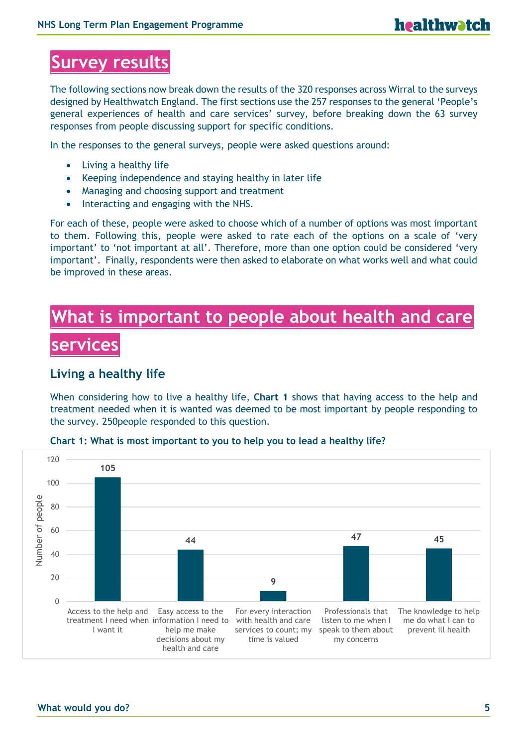# Survey results

The following sections now break down the results of the 320 responses across Wirral to the surveys designed by Healthwatch England. The first sections use the 257 responses to the general 'People's general experiences of health and care services' survey, before breaking down the 63 survey responses from people discussing support for specific conditions.

In the responses to the general surveys, people were asked questions around:

- Living a healthy life
- Keeping independence and staying healthy in later life
- Managing and choosing support and treatment
- Interacting and engaging with the NHS.

For each of these, people were asked to choose which of a number of options was most important to them. Following this, people were asked to rate each of the options on a scale of 'very important' to 'not important at all'. Therefore, more than one option could be considered 'very important'. Finally, respondents were then asked to elaborate on what works well and what could be improved in these areas.

# What is important to people about health and care services

## Living a healthy life

When considering how to live a healthy life, **Chart 1** shows that having access to the help and treatment needed when it is wanted was deemed to be most important by people responding to the survey. 250people responded to this question.

**Chart 1: What is most important to you to help you to lead a healthy life?**

| Option | Number of people |
|---|---|
| Access to the help and treatment I need when I want it | 105 |
| Easy access to the information I need to help me make decisions about my health and care | 44 |
| For every interaction with health and care services to count; my time is valued | 9 |
| Professionals that listen to me when I speak to them about my concerns | 47 |
| The knowledge to help me do what I can to prevent ill health | 45 |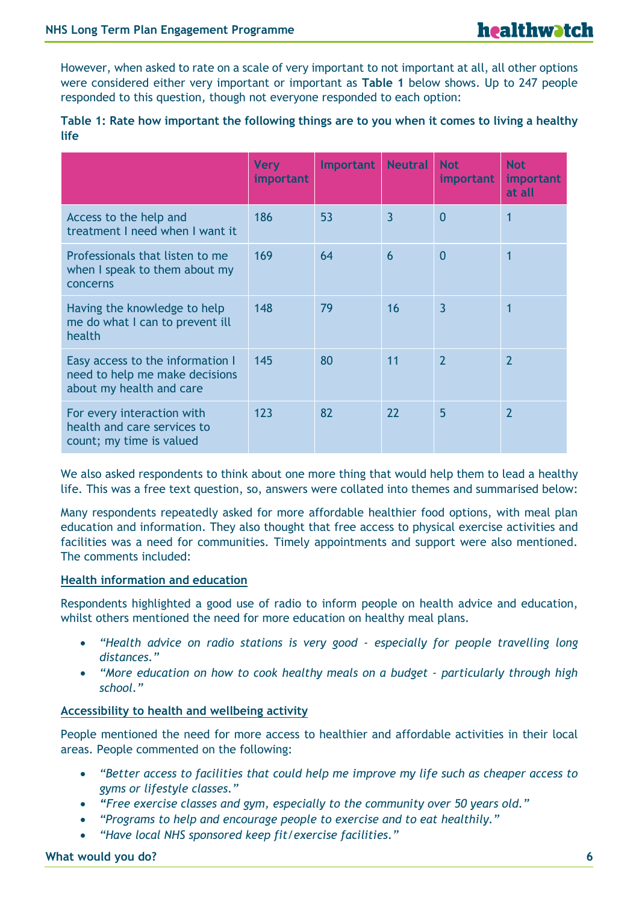However, when asked to rate on a scale of very important to not important at all, all other options were considered either very important or important as **Table 1** below shows. Up to 247 people responded to this question, though not everyone responded to each option:

**Table 1: Rate how important the following things are to you when it comes to living a healthy life**

| | Very important | Important | Neutral | Not important | Not important at all |
|---|---|---|---|---|---|
| Access to the help and treatment I need when I want it | 186 | 53 | 3 | 0 | 1 |
| Professionals that listen to me when I speak to them about my concerns | 169 | 64 | 6 | 0 | 1 |
| Having the knowledge to help me do what I can to prevent ill health | 148 | 79 | 16 | 3 | 1 |
| Easy access to the information I need to help me make decisions about my health and care | 145 | 80 | 11 | 2 | 2 |
| For every interaction with health and care services to count; my time is valued | 123 | 82 | 22 | 5 | 2 |

We also asked respondents to think about one more thing that would help them to lead a healthy life. This was a free text question, so, answers were collated into themes and summarised below:

Many respondents repeatedly asked for more affordable healthier food options, with meal plan education and information. They also thought that free access to physical exercise activities and facilities was a need for communities. Timely appointments and support were also mentioned. The comments included:

**Health information and education**

Respondents highlighted a good use of radio to inform people on health advice and education, whilst others mentioned the need for more education on healthy meal plans.

- *"Health advice on radio stations is very good - especially for people travelling long distances."*
- *"More education on how to cook healthy meals on a budget - particularly through high school."*

**Accessibility to health and wellbeing activity**

People mentioned the need for more access to healthier and affordable activities in their local areas. People commented on the following:

- *"Better access to facilities that could help me improve my life such as cheaper access to gyms or lifestyle classes."*
- *"Free exercise classes and gym, especially to the community over 50 years old."*
- *"Programs to help and encourage people to exercise and to eat healthily."*
- *"Have local NHS sponsored keep fit/exercise facilities."*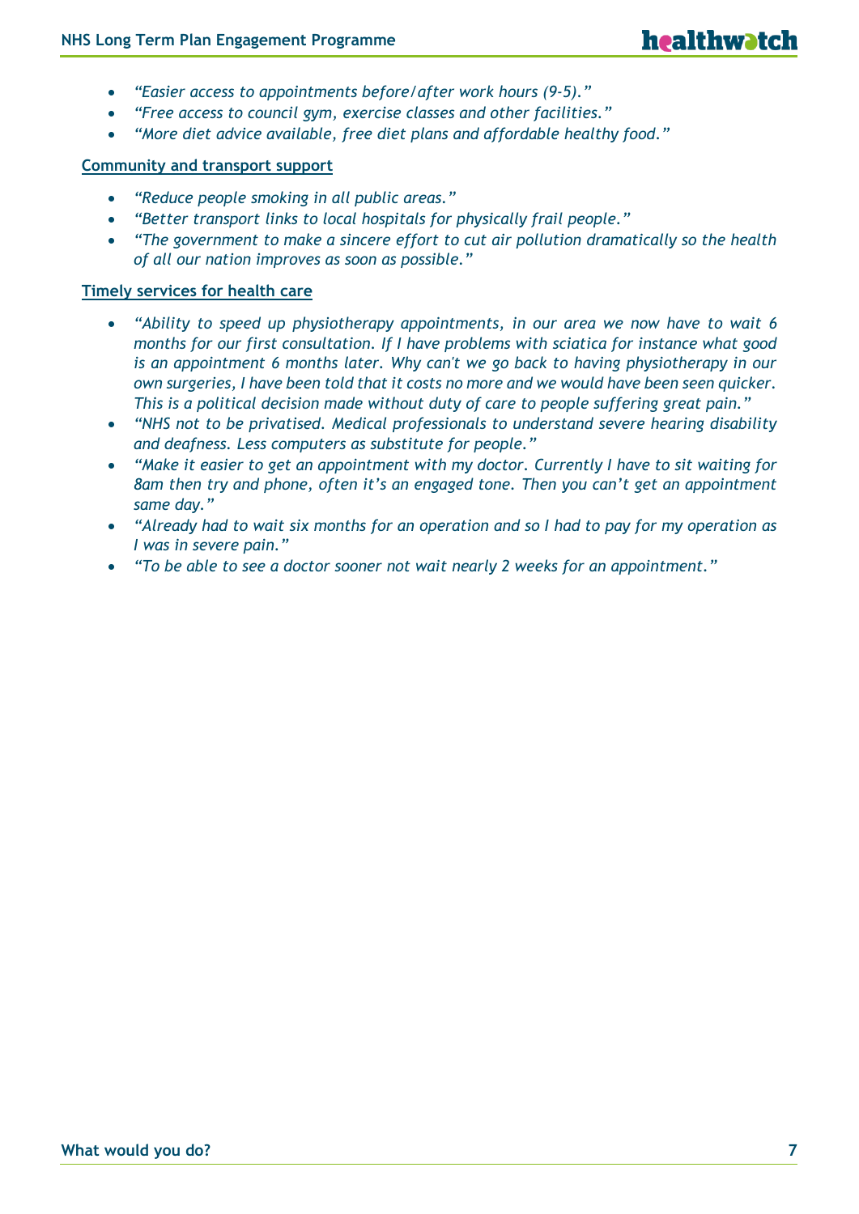- *"Easier access to appointments before/after work hours (9-5)."*
- *"Free access to council gym, exercise classes and other facilities."*
- *"More diet advice available, free diet plans and affordable healthy food."*

**Community and transport support**

- *"Reduce people smoking in all public areas."*
- *"Better transport links to local hospitals for physically frail people."*
- *"The government to make a sincere effort to cut air pollution dramatically so the health of all our nation improves as soon as possible."*

**Timely services for health care**

- *"Ability to speed up physiotherapy appointments, in our area we now have to wait 6 months for our first consultation. If I have problems with sciatica for instance what good is an appointment 6 months later. Why can't we go back to having physiotherapy in our own surgeries, I have been told that it costs no more and we would have been seen quicker. This is a political decision made without duty of care to people suffering great pain."*
- *"NHS not to be privatised. Medical professionals to understand severe hearing disability and deafness. Less computers as substitute for people."*
- *"Make it easier to get an appointment with my doctor. Currently I have to sit waiting for 8am then try and phone, often it's an engaged tone. Then you can't get an appointment same day."*
- *"Already had to wait six months for an operation and so I had to pay for my operation as I was in severe pain."*
- *"To be able to see a doctor sooner not wait nearly 2 weeks for an appointment."*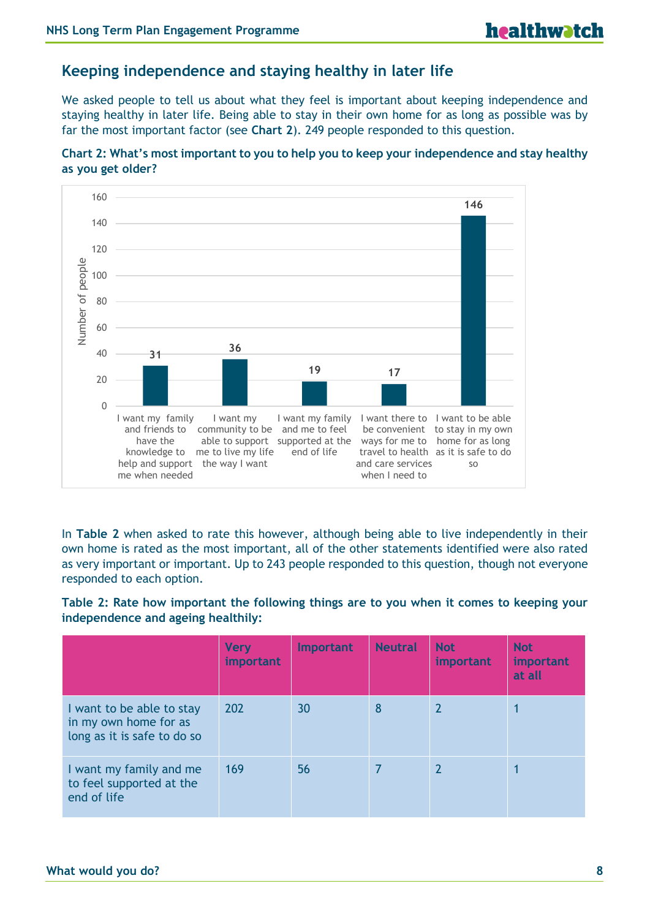## Keeping independence and staying healthy in later life

We asked people to tell us about what they feel is important about keeping independence and staying healthy in later life. Being able to stay in their own home for as long as possible was by far the most important factor (see **Chart 2**). 249 people responded to this question.

**Chart 2: What's most important to you to help you to keep your independence and stay healthy as you get older?**

| Statement | Number of people |
|---|---|
| I want my family and friends to have the knowledge to help and support me when needed | 31 |
| I want my community to be able to support me to live my life the way I want | 36 |
| I want my family and me to feel supported at the end of life | 19 |
| I want there to be convenient ways for me to travel to health and care services when I need to | 17 |
| I want to be able to stay in my own home for as long as it is safe to do so | 146 |

In **Table 2** when asked to rate this however, although being able to live independently in their own home is rated as the most important, all of the other statements identified were also rated as very important or important. Up to 243 people responded to this question, though not everyone responded to each option.

**Table 2: Rate how important the following things are to you when it comes to keeping your independence and ageing healthily:**

| | Very important | Important | Neutral | Not important | Not important at all |
|---|---|---|---|---|---|
| I want to be able to stay in my own home for as long as it is safe to do so | 202 | 30 | 8 | 2 | 1 |
| I want my family and me to feel supported at the end of life | 169 | 56 | 7 | 2 | 1 |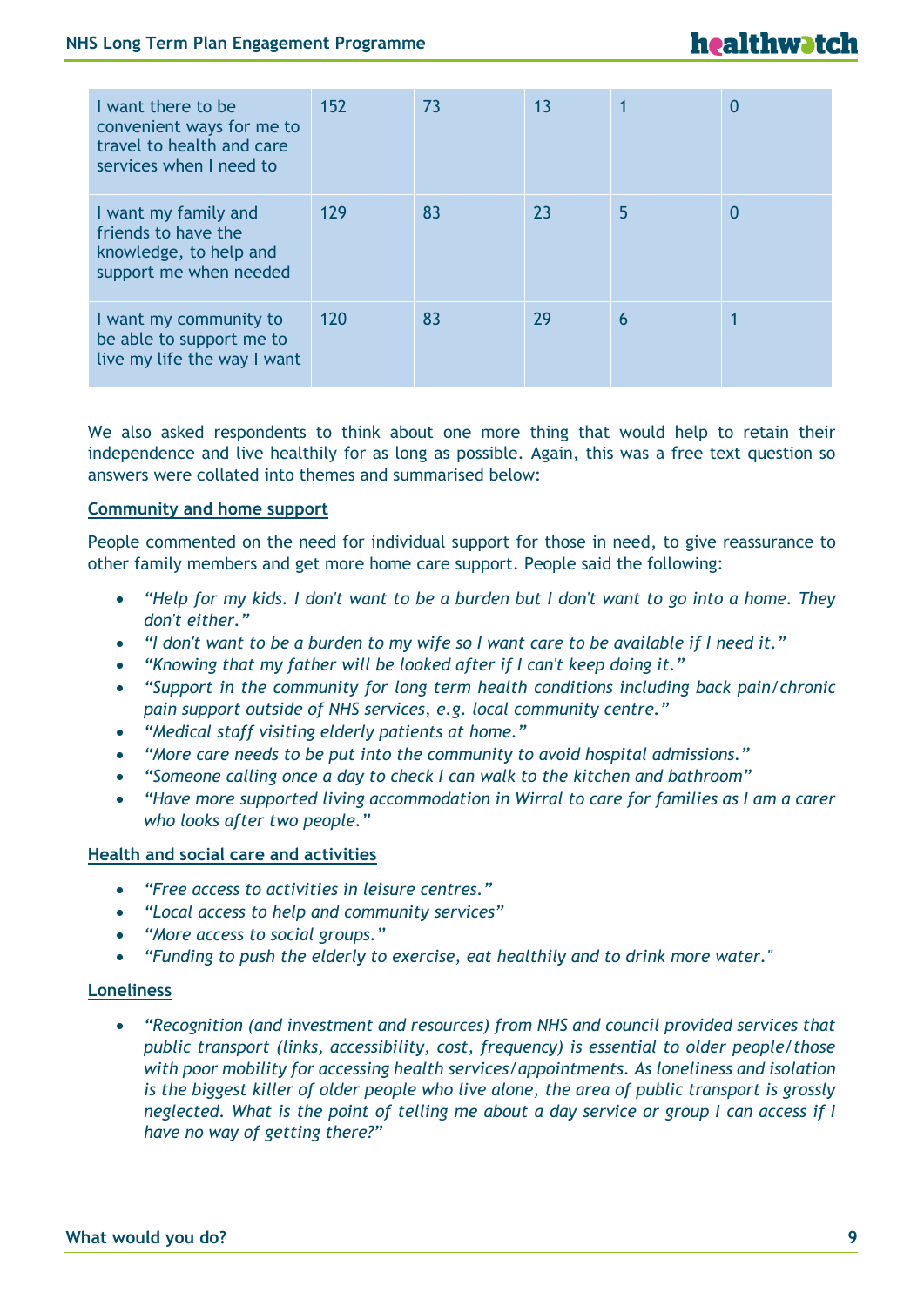| | | | | | |
|---|---|---|---|---|---|
| I want there to be convenient ways for me to travel to health and care services when I need to | 152 | 73 | 13 | 1 | 0 |
| I want my family and friends to have the knowledge, to help and support me when needed | 129 | 83 | 23 | 5 | 0 |
| I want my community to be able to support me to live my life the way I want | 120 | 83 | 29 | 6 | 1 |

We also asked respondents to think about one more thing that would help to retain their independence and live healthily for as long as possible. Again, this was a free text question so answers were collated into themes and summarised below:

**Community and home support**

People commented on the need for individual support for those in need, to give reassurance to other family members and get more home care support. People said the following:

- *"Help for my kids. I don't want to be a burden but I don't want to go into a home. They don't either."*
- *"I don't want to be a burden to my wife so I want care to be available if I need it."*
- *"Knowing that my father will be looked after if I can't keep doing it."*
- *"Support in the community for long term health conditions including back pain/chronic pain support outside of NHS services, e.g. local community centre."*
- *"Medical staff visiting elderly patients at home."*
- *"More care needs to be put into the community to avoid hospital admissions."*
- *"Someone calling once a day to check I can walk to the kitchen and bathroom"*
- *"Have more supported living accommodation in Wirral to care for families as I am a carer who looks after two people."*

**Health and social care and activities**

- *"Free access to activities in leisure centres."*
- *"Local access to help and community services"*
- *"More access to social groups."*
- *"Funding to push the elderly to exercise, eat healthily and to drink more water."*

**Loneliness**

- *"Recognition (and investment and resources) from NHS and council provided services that public transport (links, accessibility, cost, frequency) is essential to older people/those with poor mobility for accessing health services/appointments. As loneliness and isolation is the biggest killer of older people who live alone, the area of public transport is grossly neglected. What is the point of telling me about a day service or group I can access if I have no way of getting there?"*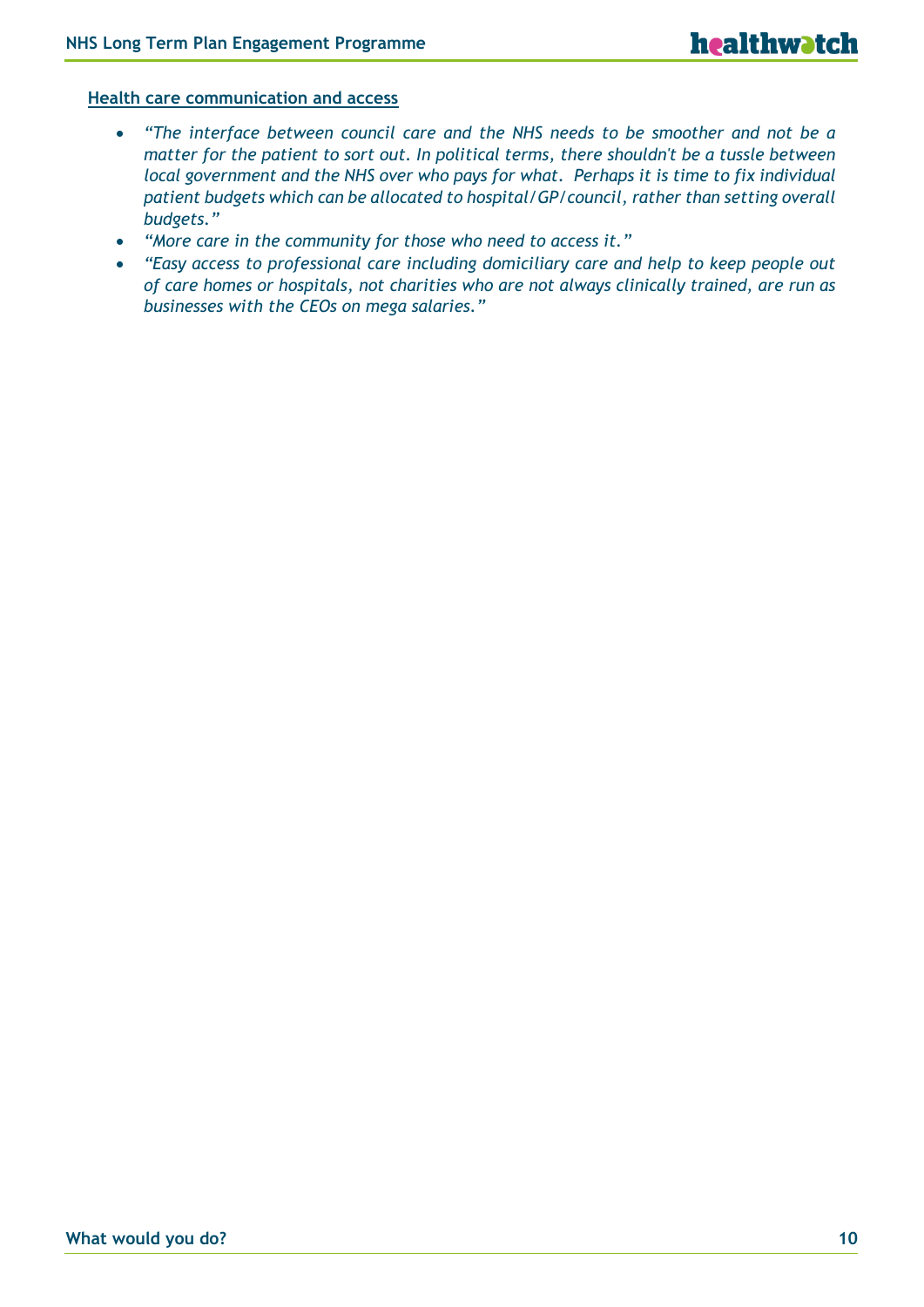<u>**Health care communication and access**</u>

- *"The interface between council care and the NHS needs to be smoother and not be a matter for the patient to sort out. In political terms, there shouldn't be a tussle between local government and the NHS over who pays for what. Perhaps it is time to fix individual patient budgets which can be allocated to hospital/GP/council, rather than setting overall budgets."*
- *"More care in the community for those who need to access it."*
- *"Easy access to professional care including domiciliary care and help to keep people out of care homes or hospitals, not charities who are not always clinically trained, are run as businesses with the CEOs on mega salaries."*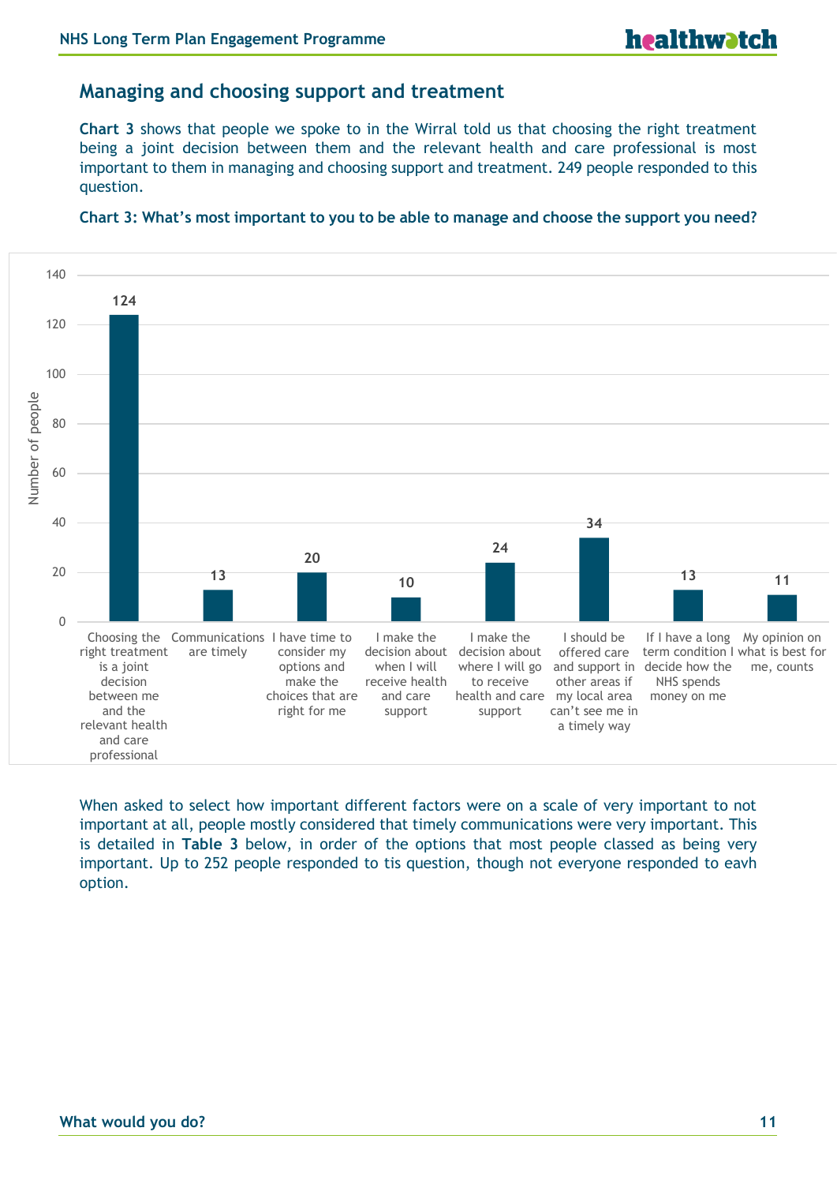## Managing and choosing support and treatment

**Chart 3** shows that people we spoke to in the Wirral told us that choosing the right treatment being a joint decision between them and the relevant health and care professional is most important to them in managing and choosing support and treatment. 249 people responded to this question.

**Chart 3: What's most important to you to be able to manage and choose the support you need?**

| Option | Number of people |
|---|---|
| Choosing the right treatment is a joint decision between me and the relevant health and care professional | 124 |
| Communications are timely | 13 |
| I have time to consider my options and make the choices that are right for me | 20 |
| I make the decision about when I will receive health and care support | 10 |
| I make the decision about where I will go to receive health and care support | 24 |
| I should be offered care and support in other areas if my local area can't see me in a timely way | 34 |
| If I have a long term condition I decide how the NHS spends money on me | 13 |
| My opinion on what is best for me, counts | 11 |

When asked to select how important different factors were on a scale of very important to not important at all, people mostly considered that timely communications were very important. This is detailed in **Table 3** below, in order of the options that most people classed as being very important. Up to 252 people responded to tis question, though not everyone responded to eavh option.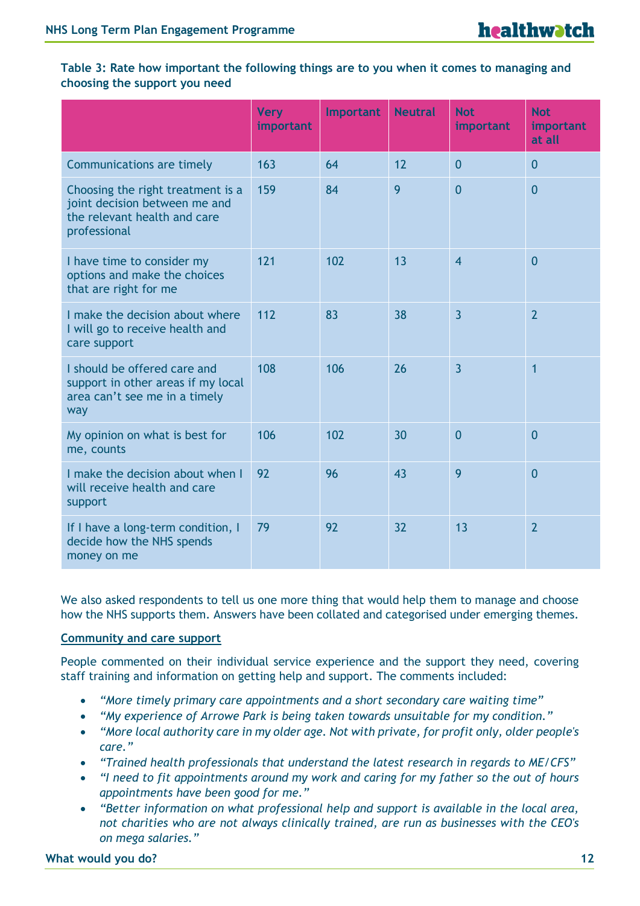**Table 3: Rate how important the following things are to you when it comes to managing and choosing the support you need**

| | Very important | Important | Neutral | Not important | Not important at all |
|---|---|---|---|---|---|
| Communications are timely | 163 | 64 | 12 | 0 | 0 |
| Choosing the right treatment is a joint decision between me and the relevant health and care professional | 159 | 84 | 9 | 0 | 0 |
| I have time to consider my options and make the choices that are right for me | 121 | 102 | 13 | 4 | 0 |
| I make the decision about where I will go to receive health and care support | 112 | 83 | 38 | 3 | 2 |
| I should be offered care and support in other areas if my local area can't see me in a timely way | 108 | 106 | 26 | 3 | 1 |
| My opinion on what is best for me, counts | 106 | 102 | 30 | 0 | 0 |
| I make the decision about when I will receive health and care support | 92 | 96 | 43 | 9 | 0 |
| If I have a long-term condition, I decide how the NHS spends money on me | 79 | 92 | 32 | 13 | 2 |

We also asked respondents to tell us one more thing that would help them to manage and choose how the NHS supports them. Answers have been collated and categorised under emerging themes.

**Community and care support**

People commented on their individual service experience and the support they need, covering staff training and information on getting help and support. The comments included:

- *"More timely primary care appointments and a short secondary care waiting time"*
- *"My experience of Arrowe Park is being taken towards unsuitable for my condition."*
- *"More local authority care in my older age. Not with private, for profit only, older people's care."*
- *"Trained health professionals that understand the latest research in regards to ME/CFS"*
- *"I need to fit appointments around my work and caring for my father so the out of hours appointments have been good for me."*
- *"Better information on what professional help and support is available in the local area, not charities who are not always clinically trained, are run as businesses with the CEO's on mega salaries."*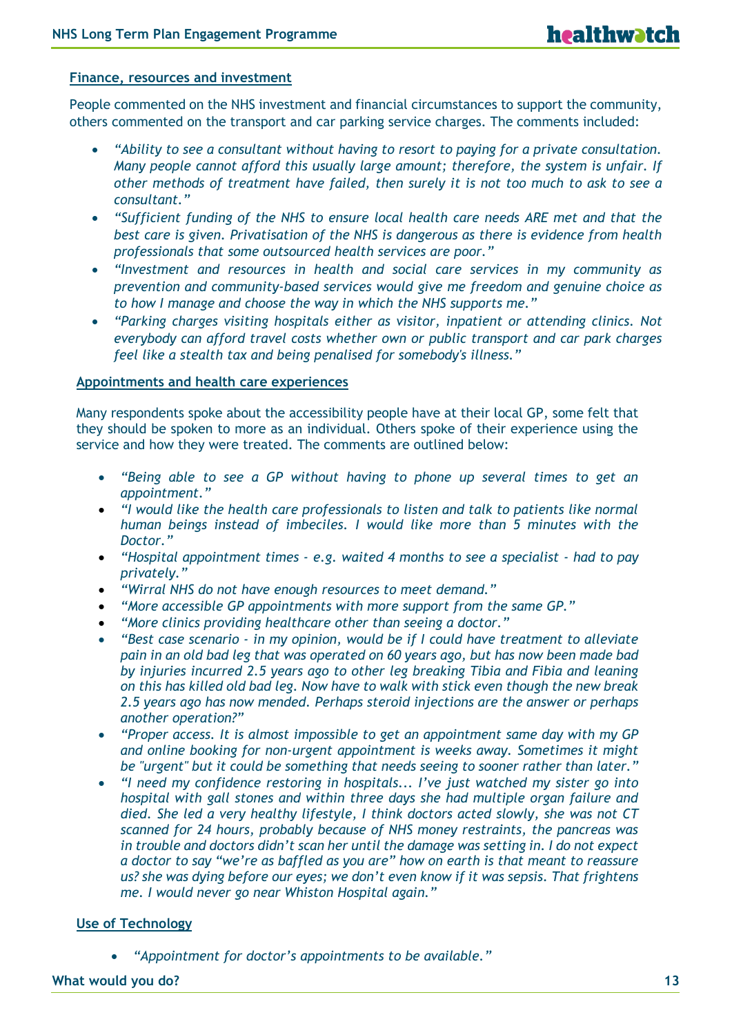**Finance, resources and investment**

People commented on the NHS investment and financial circumstances to support the community, others commented on the transport and car parking service charges. The comments included:

- *"Ability to see a consultant without having to resort to paying for a private consultation. Many people cannot afford this usually large amount; therefore, the system is unfair. If other methods of treatment have failed, then surely it is not too much to ask to see a consultant."*
- *"Sufficient funding of the NHS to ensure local health care needs ARE met and that the best care is given. Privatisation of the NHS is dangerous as there is evidence from health professionals that some outsourced health services are poor."*
- *"Investment and resources in health and social care services in my community as prevention and community-based services would give me freedom and genuine choice as to how I manage and choose the way in which the NHS supports me."*
- *"Parking charges visiting hospitals either as visitor, inpatient or attending clinics. Not everybody can afford travel costs whether own or public transport and car park charges feel like a stealth tax and being penalised for somebody's illness."*

**Appointments and health care experiences**

Many respondents spoke about the accessibility people have at their local GP, some felt that they should be spoken to more as an individual. Others spoke of their experience using the service and how they were treated. The comments are outlined below:

- *"Being able to see a GP without having to phone up several times to get an appointment."*
- *"I would like the health care professionals to listen and talk to patients like normal human beings instead of imbeciles. I would like more than 5 minutes with the Doctor."*
- *"Hospital appointment times - e.g. waited 4 months to see a specialist - had to pay privately."*
- *"Wirral NHS do not have enough resources to meet demand."*
- *"More accessible GP appointments with more support from the same GP."*
- *"More clinics providing healthcare other than seeing a doctor."*
- *"Best case scenario - in my opinion, would be if I could have treatment to alleviate pain in an old bad leg that was operated on 60 years ago, but has now been made bad by injuries incurred 2.5 years ago to other leg breaking Tibia and Fibia and leaning on this has killed old bad leg. Now have to walk with stick even though the new break 2.5 years ago has now mended. Perhaps steroid injections are the answer or perhaps another operation?"*
- *"Proper access. It is almost impossible to get an appointment same day with my GP and online booking for non-urgent appointment is weeks away. Sometimes it might be "urgent" but it could be something that needs seeing to sooner rather than later."*
- *"I need my confidence restoring in hospitals... I've just watched my sister go into hospital with gall stones and within three days she had multiple organ failure and died. She led a very healthy lifestyle, I think doctors acted slowly, she was not CT scanned for 24 hours, probably because of NHS money restraints, the pancreas was in trouble and doctors didn't scan her until the damage was setting in. I do not expect a doctor to say "we're as baffled as you are" how on earth is that meant to reassure us? she was dying before our eyes; we don't even know if it was sepsis. That frightens me. I would never go near Whiston Hospital again."*

**Use of Technology**

- *"Appointment for doctor's appointments to be available."*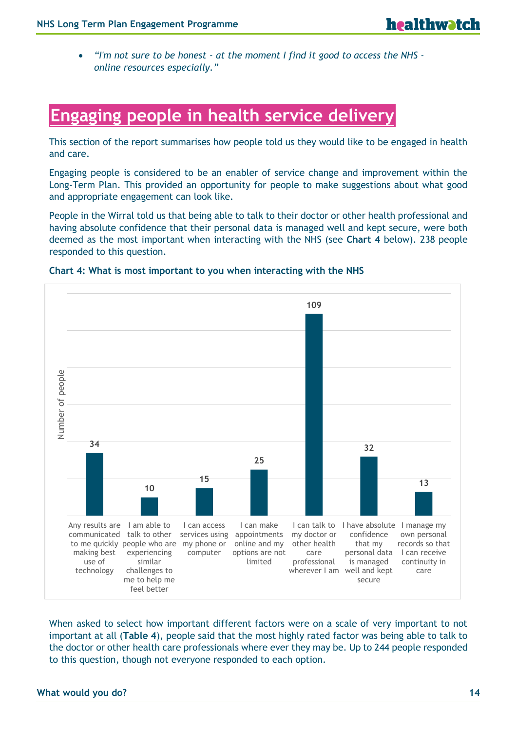- *"I'm not sure to be honest - at the moment I find it good to access the NHS - online resources especially."*

# Engaging people in health service delivery

This section of the report summarises how people told us they would like to be engaged in health and care.

Engaging people is considered to be an enabler of service change and improvement within the Long-Term Plan. This provided an opportunity for people to make suggestions about what good and appropriate engagement can look like.

People in the Wirral told us that being able to talk to their doctor or other health professional and having absolute confidence that their personal data is managed well and kept secure, were both deemed as the most important when interacting with the NHS (see **Chart 4** below). 238 people responded to this question.

**Chart 4: What is most important to you when interacting with the NHS**

| Option | Number of people |
|---|---|
| Any results are communicated to me quickly making best use of technology | 34 |
| I am able to talk to other people who are experiencing similar challenges to me to help me feel better | 10 |
| I can access services using my phone or computer | 15 |
| I can make appointments online and my options are not limited | 25 |
| I can talk to my doctor or other health care professional wherever I am | 109 |
| I have absolute confidence that my personal data is managed well and kept secure | 32 |
| I manage my own personal records so that I can receive continuity in care | 13 |

When asked to select how important different factors were on a scale of very important to not important at all (**Table 4**), people said that the most highly rated factor was being able to talk to the doctor or other health care professionals where ever they may be. Up to 244 people responded to this question, though not everyone responded to each option.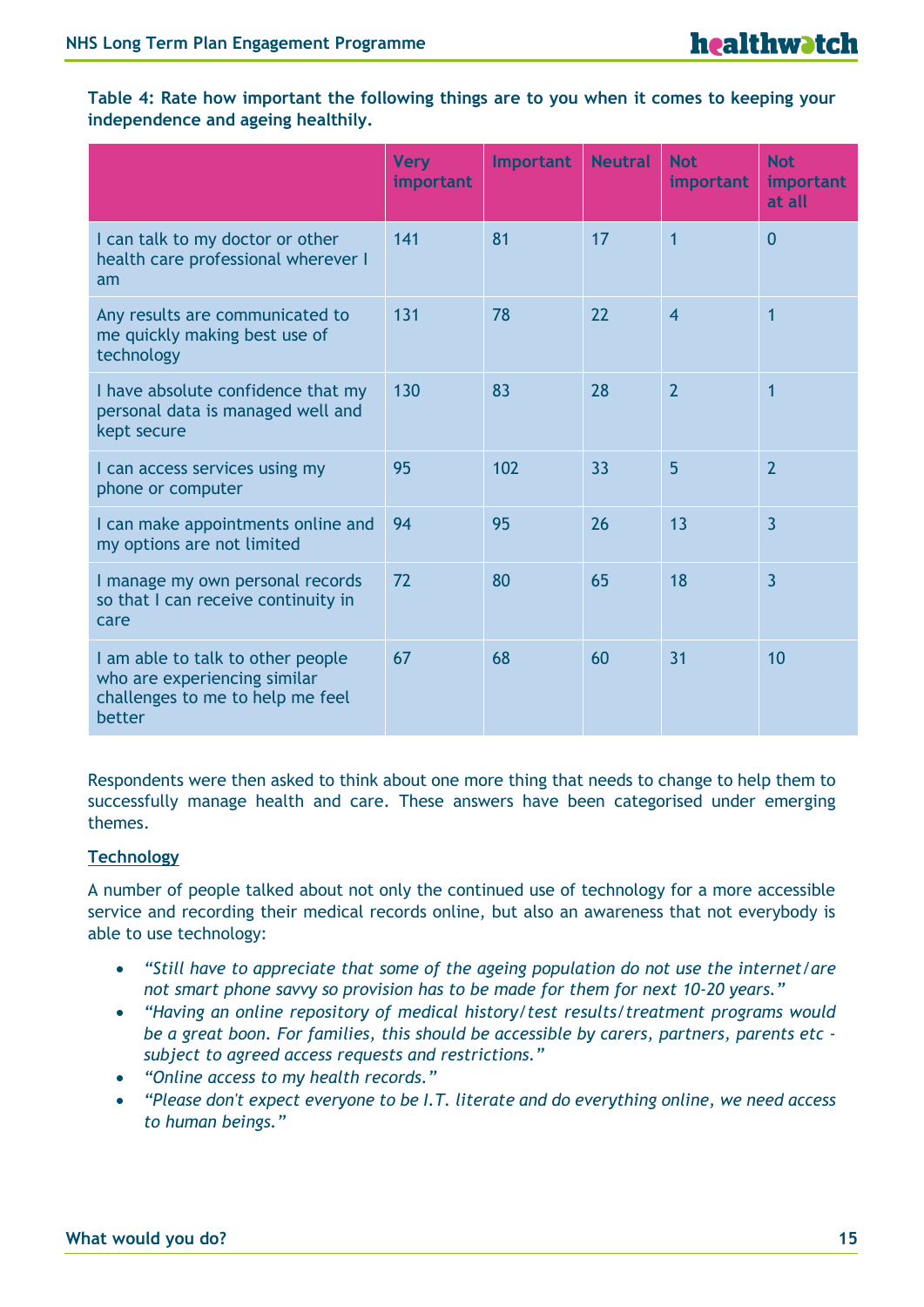**Table 4: Rate how important the following things are to you when it comes to keeping your independence and ageing healthily.**

| | Very important | Important | Neutral | Not important | Not important at all |
|---|---|---|---|---|---|
| I can talk to my doctor or other health care professional wherever I am | 141 | 81 | 17 | 1 | 0 |
| Any results are communicated to me quickly making best use of technology | 131 | 78 | 22 | 4 | 1 |
| I have absolute confidence that my personal data is managed well and kept secure | 130 | 83 | 28 | 2 | 1 |
| I can access services using my phone or computer | 95 | 102 | 33 | 5 | 2 |
| I can make appointments online and my options are not limited | 94 | 95 | 26 | 13 | 3 |
| I manage my own personal records so that I can receive continuity in care | 72 | 80 | 65 | 18 | 3 |
| I am able to talk to other people who are experiencing similar challenges to me to help me feel better | 67 | 68 | 60 | 31 | 10 |

Respondents were then asked to think about one more thing that needs to change to help them to successfully manage health and care. These answers have been categorised under emerging themes.

## Technology

A number of people talked about not only the continued use of technology for a more accessible service and recording their medical records online, but also an awareness that not everybody is able to use technology:

- *"Still have to appreciate that some of the ageing population do not use the internet/are not smart phone savvy so provision has to be made for them for next 10-20 years."*
- *"Having an online repository of medical history/test results/treatment programs would be a great boon. For families, this should be accessible by carers, partners, parents etc - subject to agreed access requests and restrictions."*
- *"Online access to my health records."*
- *"Please don't expect everyone to be I.T. literate and do everything online, we need access to human beings."*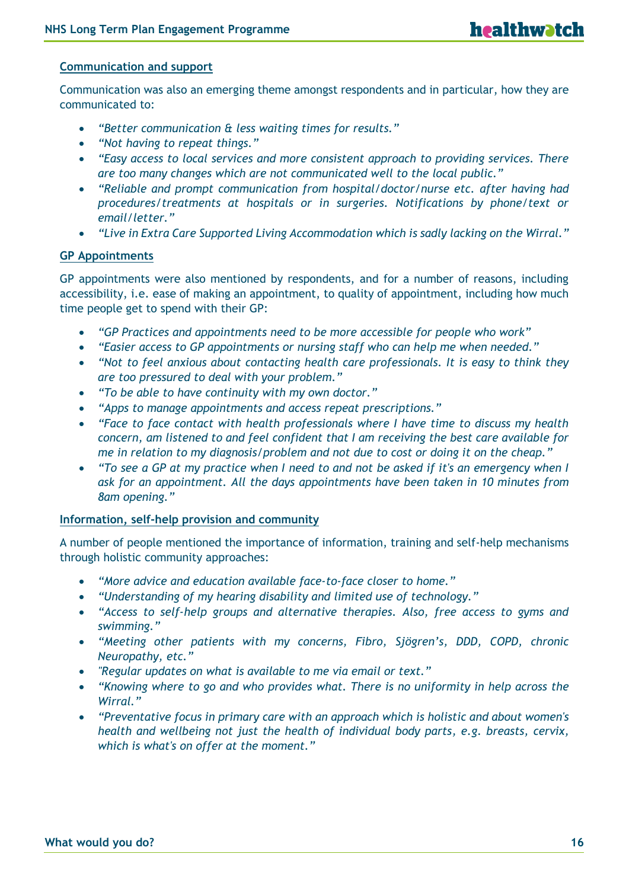### Communication and support

Communication was also an emerging theme amongst respondents and in particular, how they are communicated to:

- *"Better communication & less waiting times for results."*
- *"Not having to repeat things."*
- *"Easy access to local services and more consistent approach to providing services. There are too many changes which are not communicated well to the local public."*
- *"Reliable and prompt communication from hospital/doctor/nurse etc. after having had procedures/treatments at hospitals or in surgeries. Notifications by phone/text or email/letter."*
- *"Live in Extra Care Supported Living Accommodation which is sadly lacking on the Wirral."*

### GP Appointments

GP appointments were also mentioned by respondents, and for a number of reasons, including accessibility, i.e. ease of making an appointment, to quality of appointment, including how much time people get to spend with their GP:

- *"GP Practices and appointments need to be more accessible for people who work"*
- *"Easier access to GP appointments or nursing staff who can help me when needed."*
- *"Not to feel anxious about contacting health care professionals. It is easy to think they are too pressured to deal with your problem."*
- *"To be able to have continuity with my own doctor."*
- *"Apps to manage appointments and access repeat prescriptions."*
- *"Face to face contact with health professionals where I have time to discuss my health concern, am listened to and feel confident that I am receiving the best care available for me in relation to my diagnosis/problem and not due to cost or doing it on the cheap."*
- *"To see a GP at my practice when I need to and not be asked if it's an emergency when I ask for an appointment. All the days appointments have been taken in 10 minutes from 8am opening."*

### Information, self-help provision and community

A number of people mentioned the importance of information, training and self-help mechanisms through holistic community approaches:

- *"More advice and education available face-to-face closer to home."*
- *"Understanding of my hearing disability and limited use of technology."*
- *"Access to self-help groups and alternative therapies. Also, free access to gyms and swimming."*
- *"Meeting other patients with my concerns, Fibro, Sjögren's, DDD, COPD, chronic Neuropathy, etc."*
- *"Regular updates on what is available to me via email or text."*
- *"Knowing where to go and who provides what. There is no uniformity in help across the Wirral."*
- *"Preventative focus in primary care with an approach which is holistic and about women's health and wellbeing not just the health of individual body parts, e.g. breasts, cervix, which is what's on offer at the moment."*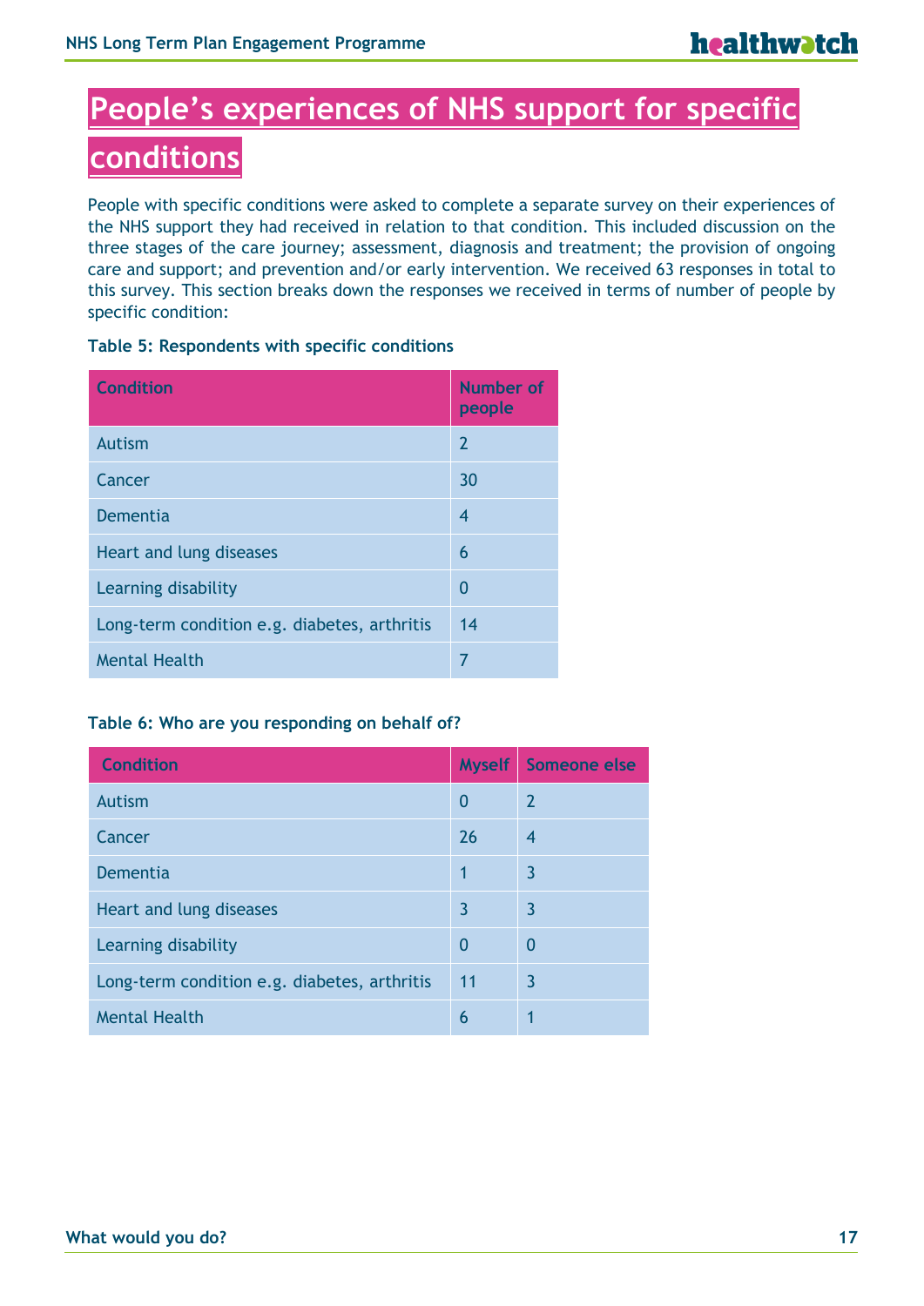# People's experiences of NHS support for specific conditions

People with specific conditions were asked to complete a separate survey on their experiences of the NHS support they had received in relation to that condition. This included discussion on the three stages of the care journey; assessment, diagnosis and treatment; the provision of ongoing care and support; and prevention and/or early intervention. We received 63 responses in total to this survey. This section breaks down the responses we received in terms of number of people by specific condition:

**Table 5: Respondents with specific conditions**

| Condition | Number of people |
|---|---|
| Autism | 2 |
| Cancer | 30 |
| Dementia | 4 |
| Heart and lung diseases | 6 |
| Learning disability | 0 |
| Long-term condition e.g. diabetes, arthritis | 14 |
| Mental Health | 7 |

**Table 6: Who are you responding on behalf of?**

| Condition | Myself | Someone else |
|---|---|---|
| Autism | 0 | 2 |
| Cancer | 26 | 4 |
| Dementia | 1 | 3 |
| Heart and lung diseases | 3 | 3 |
| Learning disability | 0 | 0 |
| Long-term condition e.g. diabetes, arthritis | 11 | 3 |
| Mental Health | 6 | 1 |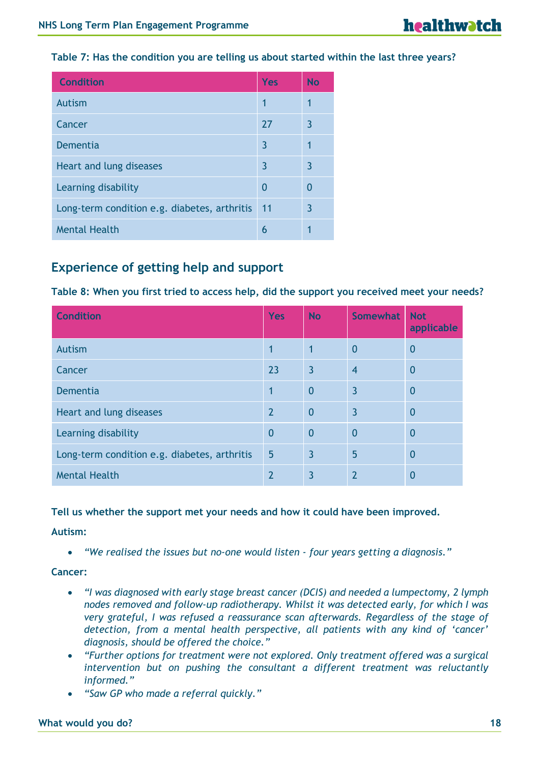**Table 7: Has the condition you are telling us about started within the last three years?**

| Condition | Yes | No |
|---|---|---|
| Autism | 1 | 1 |
| Cancer | 27 | 3 |
| Dementia | 3 | 1 |
| Heart and lung diseases | 3 | 3 |
| Learning disability | 0 | 0 |
| Long-term condition e.g. diabetes, arthritis | 11 | 3 |
| Mental Health | 6 | 1 |

## Experience of getting help and support

**Table 8: When you first tried to access help, did the support you received meet your needs?**

| Condition | Yes | No | Somewhat | Not applicable |
|---|---|---|---|---|
| Autism | 1 | 1 | 0 | 0 |
| Cancer | 23 | 3 | 4 | 0 |
| Dementia | 1 | 0 | 3 | 0 |
| Heart and lung diseases | 2 | 0 | 3 | 0 |
| Learning disability | 0 | 0 | 0 | 0 |
| Long-term condition e.g. diabetes, arthritis | 5 | 3 | 5 | 0 |
| Mental Health | 2 | 3 | 2 | 0 |

**Tell us whether the support met your needs and how it could have been improved.**

**Autism:**

- *"We realised the issues but no-one would listen - four years getting a diagnosis."*

**Cancer:**

- *"I was diagnosed with early stage breast cancer (DCIS) and needed a lumpectomy, 2 lymph nodes removed and follow-up radiotherapy. Whilst it was detected early, for which I was very grateful, I was refused a reassurance scan afterwards. Regardless of the stage of detection, from a mental health perspective, all patients with any kind of 'cancer' diagnosis, should be offered the choice."*
- *"Further options for treatment were not explored. Only treatment offered was a surgical intervention but on pushing the consultant a different treatment was reluctantly informed."*
- *"Saw GP who made a referral quickly."*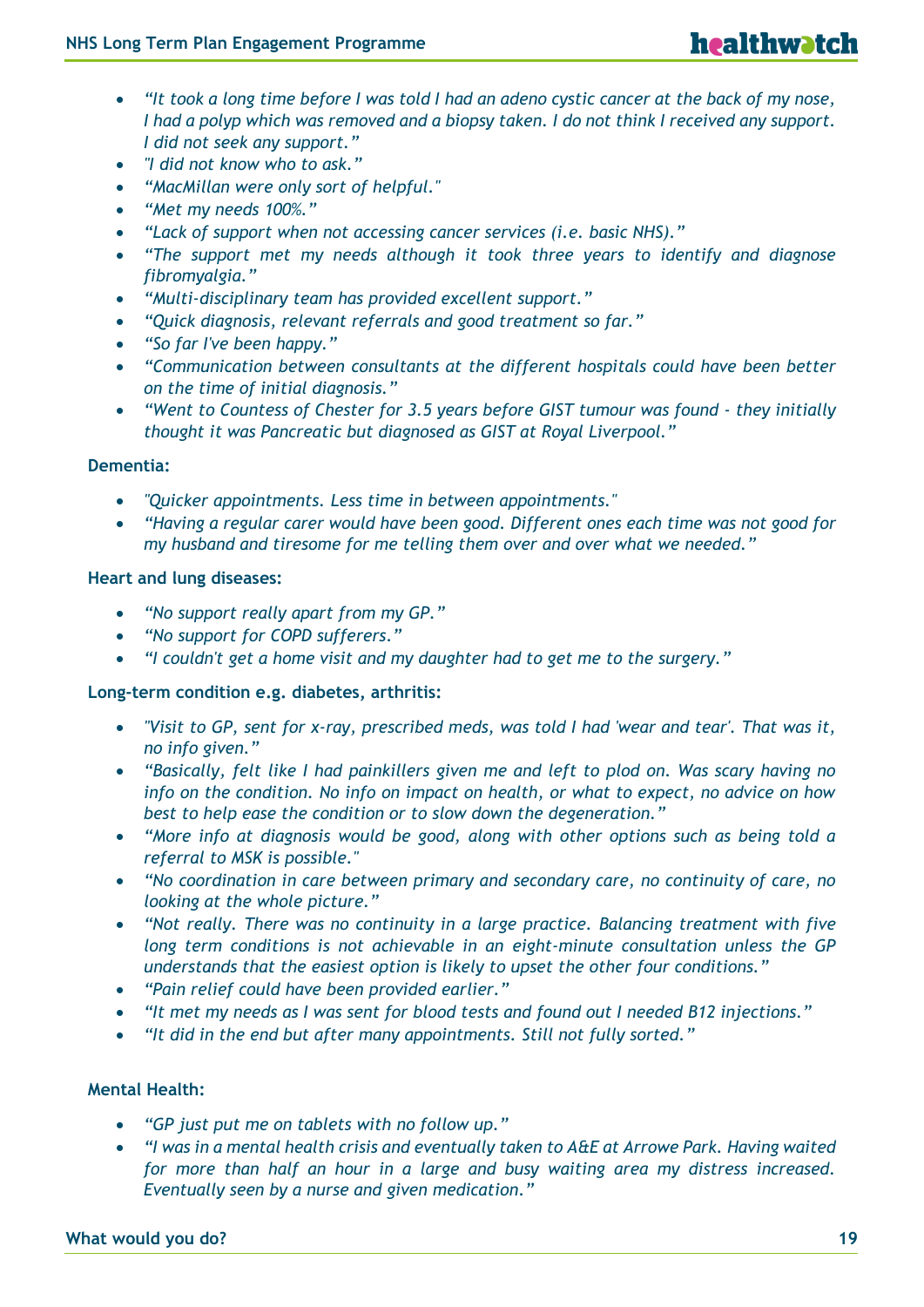- *"It took a long time before I was told I had an adeno cystic cancer at the back of my nose, I had a polyp which was removed and a biopsy taken. I do not think I received any support. I did not seek any support."*
- *"I did not know who to ask."*
- *"MacMillan were only sort of helpful."*
- *"Met my needs 100%."*
- *"Lack of support when not accessing cancer services (i.e. basic NHS)."*
- *"The support met my needs although it took three years to identify and diagnose fibromyalgia."*
- *"Multi-disciplinary team has provided excellent support."*
- *"Quick diagnosis, relevant referrals and good treatment so far."*
- *"So far I've been happy."*
- *"Communication between consultants at the different hospitals could have been better on the time of initial diagnosis."*
- *"Went to Countess of Chester for 3.5 years before GIST tumour was found - they initially thought it was Pancreatic but diagnosed as GIST at Royal Liverpool."*

**Dementia:**

- *"Quicker appointments. Less time in between appointments."*
- *"Having a regular carer would have been good. Different ones each time was not good for my husband and tiresome for me telling them over and over what we needed."*

**Heart and lung diseases:**

- *"No support really apart from my GP."*
- *"No support for COPD sufferers."*
- *"I couldn't get a home visit and my daughter had to get me to the surgery."*

**Long-term condition e.g. diabetes, arthritis:**

- *"Visit to GP, sent for x-ray, prescribed meds, was told I had 'wear and tear'. That was it, no info given."*
- *"Basically, felt like I had painkillers given me and left to plod on. Was scary having no info on the condition. No info on impact on health, or what to expect, no advice on how best to help ease the condition or to slow down the degeneration."*
- *"More info at diagnosis would be good, along with other options such as being told a referral to MSK is possible."*
- *"No coordination in care between primary and secondary care, no continuity of care, no looking at the whole picture."*
- *"Not really. There was no continuity in a large practice. Balancing treatment with five long term conditions is not achievable in an eight-minute consultation unless the GP understands that the easiest option is likely to upset the other four conditions."*
- *"Pain relief could have been provided earlier."*
- *"It met my needs as I was sent for blood tests and found out I needed B12 injections."*
- *"It did in the end but after many appointments. Still not fully sorted."*

**Mental Health:**

- *"GP just put me on tablets with no follow up."*
- *"I was in a mental health crisis and eventually taken to A&E at Arrowe Park. Having waited for more than half an hour in a large and busy waiting area my distress increased. Eventually seen by a nurse and given medication."*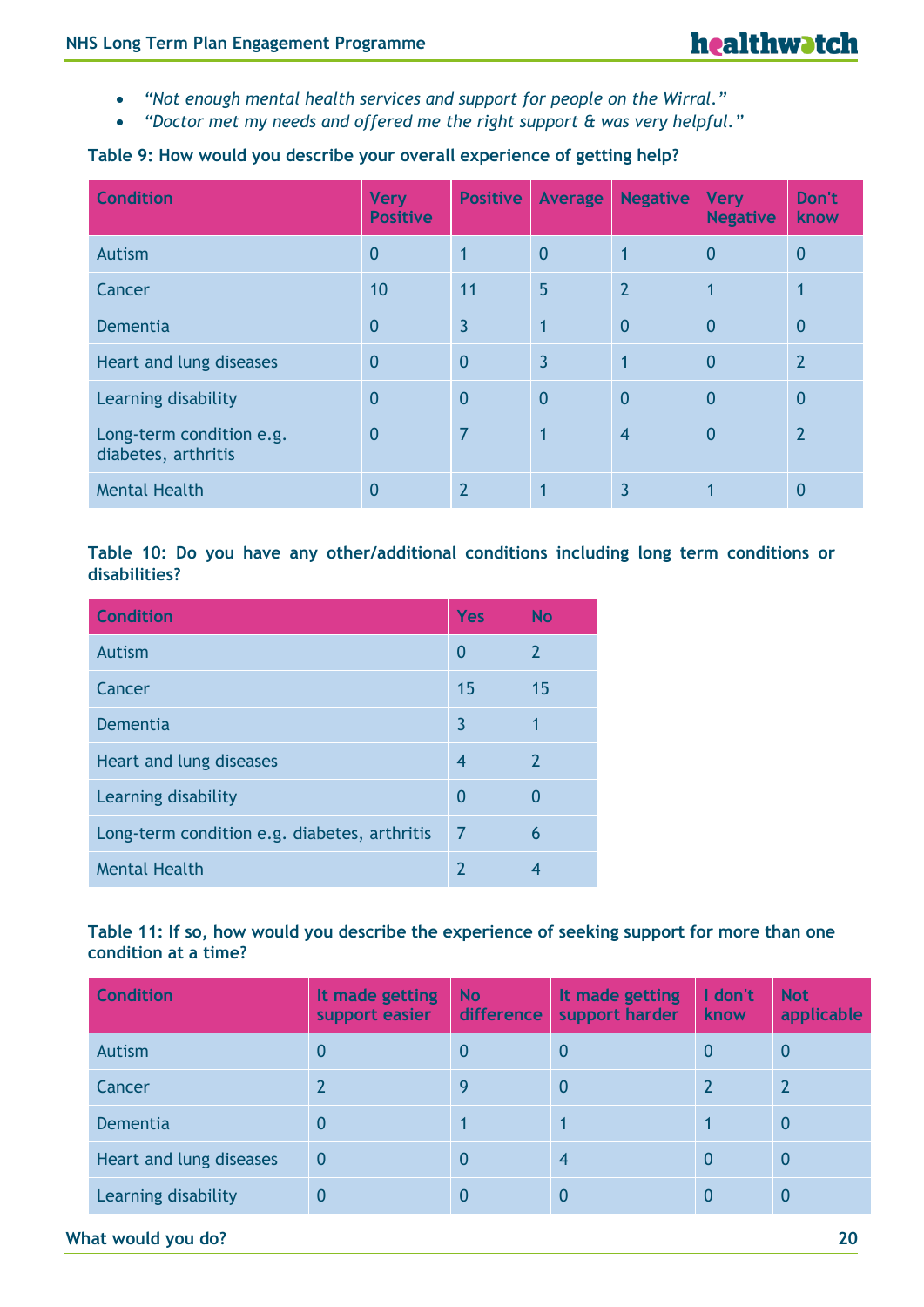- *"Not enough mental health services and support for people on the Wirral."*
- *"Doctor met my needs and offered me the right support & was very helpful."*

**Table 9: How would you describe your overall experience of getting help?**

| Condition | Very Positive | Positive | Average | Negative | Very Negative | Don't know |
|---|---|---|---|---|---|---|
| Autism | 0 | 1 | 0 | 1 | 0 | 0 |
| Cancer | 10 | 11 | 5 | 2 | 1 | 1 |
| Dementia | 0 | 3 | 1 | 0 | 0 | 0 |
| Heart and lung diseases | 0 | 0 | 3 | 1 | 0 | 2 |
| Learning disability | 0 | 0 | 0 | 0 | 0 | 0 |
| Long-term condition e.g. diabetes, arthritis | 0 | 7 | 1 | 4 | 0 | 2 |
| Mental Health | 0 | 2 | 1 | 3 | 1 | 0 |

**Table 10: Do you have any other/additional conditions including long term conditions or disabilities?**

| Condition | Yes | No |
|---|---|---|
| Autism | 0 | 2 |
| Cancer | 15 | 15 |
| Dementia | 3 | 1 |
| Heart and lung diseases | 4 | 2 |
| Learning disability | 0 | 0 |
| Long-term condition e.g. diabetes, arthritis | 7 | 6 |
| Mental Health | 2 | 4 |

**Table 11: If so, how would you describe the experience of seeking support for more than one condition at a time?**

| Condition | It made getting support easier | No difference | It made getting support harder | I don't know | Not applicable |
|---|---|---|---|---|---|
| Autism | 0 | 0 | 0 | 0 | 0 |
| Cancer | 2 | 9 | 0 | 2 | 2 |
| Dementia | 0 | 1 | 1 | 1 | 0 |
| Heart and lung diseases | 0 | 0 | 4 | 0 | 0 |
| Learning disability | 0 | 0 | 0 | 0 | 0 |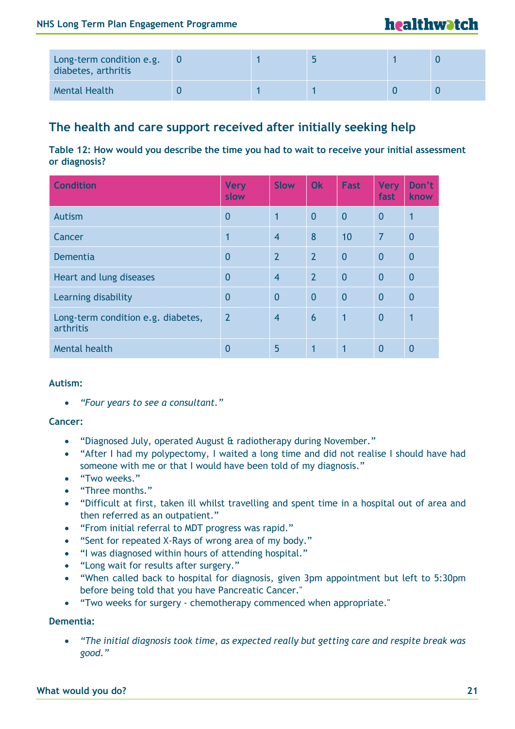| Long-term condition e.g. diabetes, arthritis | 0 | 1 | 5 | 1 | 0 |
|---|---|---|---|---|---|
| Mental Health | 0 | 1 | 1 | 0 | 0 |

## The health and care support received after initially seeking help

**Table 12: How would you describe the time you had to wait to receive your initial assessment or diagnosis?**

| Condition | Very slow | Slow | Ok | Fast | Very fast | Don't know |
|---|---|---|---|---|---|---|
| Autism | 0 | 1 | 0 | 0 | 0 | 1 |
| Cancer | 1 | 4 | 8 | 10 | 7 | 0 |
| Dementia | 0 | 2 | 2 | 0 | 0 | 0 |
| Heart and lung diseases | 0 | 4 | 2 | 0 | 0 | 0 |
| Learning disability | 0 | 0 | 0 | 0 | 0 | 0 |
| Long-term condition e.g. diabetes, arthritis | 2 | 4 | 6 | 1 | 0 | 1 |
| Mental health | 0 | 5 | 1 | 1 | 0 | 0 |

**Autism:**

- *"Four years to see a consultant."*

**Cancer:**

- "Diagnosed July, operated August & radiotherapy during November."
- "After I had my polypectomy, I waited a long time and did not realise I should have had someone with me or that I would have been told of my diagnosis."
- "Two weeks."
- "Three months."
- "Difficult at first, taken ill whilst travelling and spent time in a hospital out of area and then referred as an outpatient."
- "From initial referral to MDT progress was rapid."
- "Sent for repeated X-Rays of wrong area of my body."
- "I was diagnosed within hours of attending hospital."
- "Long wait for results after surgery."
- "When called back to hospital for diagnosis, given 3pm appointment but left to 5:30pm before being told that you have Pancreatic Cancer."
- "Two weeks for surgery - chemotherapy commenced when appropriate."

**Dementia:**

- *"The initial diagnosis took time, as expected really but getting care and respite break was good."*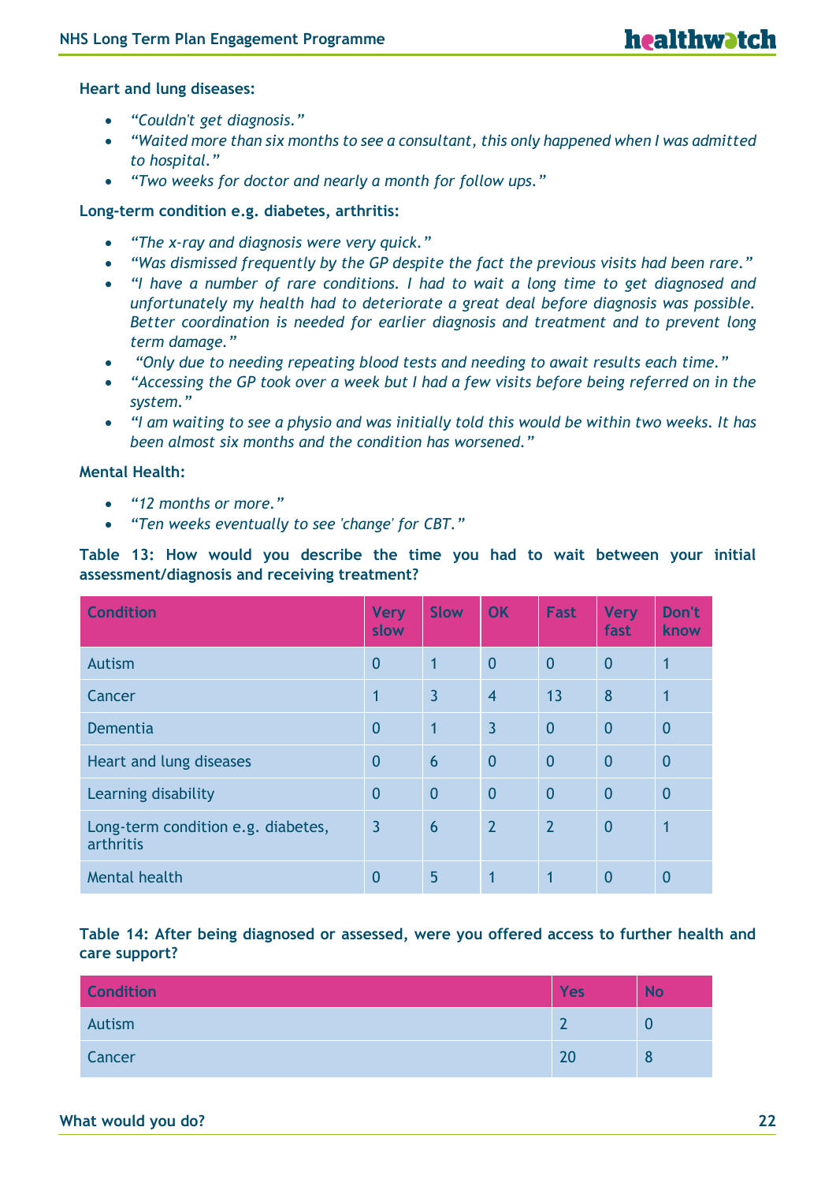**Heart and lung diseases:**

- *"Couldn't get diagnosis."*
- *"Waited more than six months to see a consultant, this only happened when I was admitted to hospital."*
- *"Two weeks for doctor and nearly a month for follow ups."*

**Long-term condition e.g. diabetes, arthritis:**

- *"The x-ray and diagnosis were very quick."*
- *"Was dismissed frequently by the GP despite the fact the previous visits had been rare."*
- *"I have a number of rare conditions. I had to wait a long time to get diagnosed and unfortunately my health had to deteriorate a great deal before diagnosis was possible. Better coordination is needed for earlier diagnosis and treatment and to prevent long term damage."*
- *"Only due to needing repeating blood tests and needing to await results each time."*
- *"Accessing the GP took over a week but I had a few visits before being referred on in the system."*
- *"I am waiting to see a physio and was initially told this would be within two weeks. It has been almost six months and the condition has worsened."*

**Mental Health:**

- *"12 months or more."*
- *"Ten weeks eventually to see 'change' for CBT."*

**Table 13: How would you describe the time you had to wait between your initial assessment/diagnosis and receiving treatment?**

| Condition | Very slow | Slow | OK | Fast | Very fast | Don't know |
|---|---|---|---|---|---|---|
| Autism | 0 | 1 | 0 | 0 | 0 | 1 |
| Cancer | 1 | 3 | 4 | 13 | 8 | 1 |
| Dementia | 0 | 1 | 3 | 0 | 0 | 0 |
| Heart and lung diseases | 0 | 6 | 0 | 0 | 0 | 0 |
| Learning disability | 0 | 0 | 0 | 0 | 0 | 0 |
| Long-term condition e.g. diabetes, arthritis | 3 | 6 | 2 | 2 | 0 | 1 |
| Mental health | 0 | 5 | 1 | 1 | 0 | 0 |

**Table 14: After being diagnosed or assessed, were you offered access to further health and care support?**

| Condition | Yes | No |
|---|---|---|
| Autism | 2 | 0 |
| Cancer | 20 | 8 |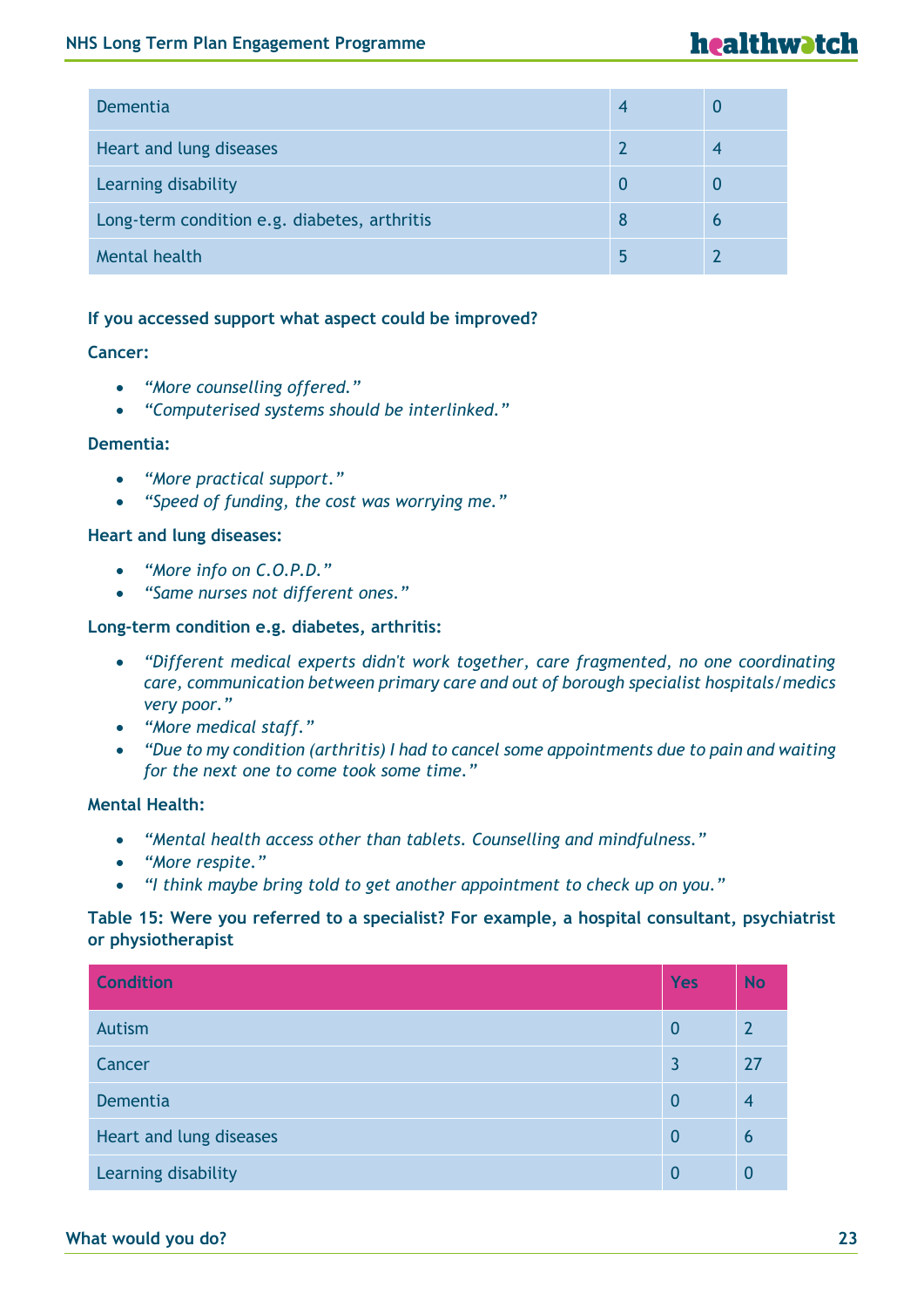| | | |
|---|---|---|
| Dementia | 4 | 0 |
| Heart and lung diseases | 2 | 4 |
| Learning disability | 0 | 0 |
| Long-term condition e.g. diabetes, arthritis | 8 | 6 |
| Mental health | 5 | 2 |

**If you accessed support what aspect could be improved?**

**Cancer:**

- *"More counselling offered."*
- *"Computerised systems should be interlinked."*

**Dementia:**

- *"More practical support."*
- *"Speed of funding, the cost was worrying me."*

**Heart and lung diseases:**

- *"More info on C.O.P.D."*
- *"Same nurses not different ones."*

**Long-term condition e.g. diabetes, arthritis:**

- *"Different medical experts didn't work together, care fragmented, no one coordinating care, communication between primary care and out of borough specialist hospitals/medics very poor."*
- *"More medical staff."*
- *"Due to my condition (arthritis) I had to cancel some appointments due to pain and waiting for the next one to come took some time."*

**Mental Health:**

- *"Mental health access other than tablets. Counselling and mindfulness."*
- *"More respite."*
- *"I think maybe bring told to get another appointment to check up on you."*

**Table 15: Were you referred to a specialist? For example, a hospital consultant, psychiatrist or physiotherapist**

| Condition | Yes | No |
|---|---|---|
| Autism | 0 | 2 |
| Cancer | 3 | 27 |
| Dementia | 0 | 4 |
| Heart and lung diseases | 0 | 6 |
| Learning disability | 0 | 0 |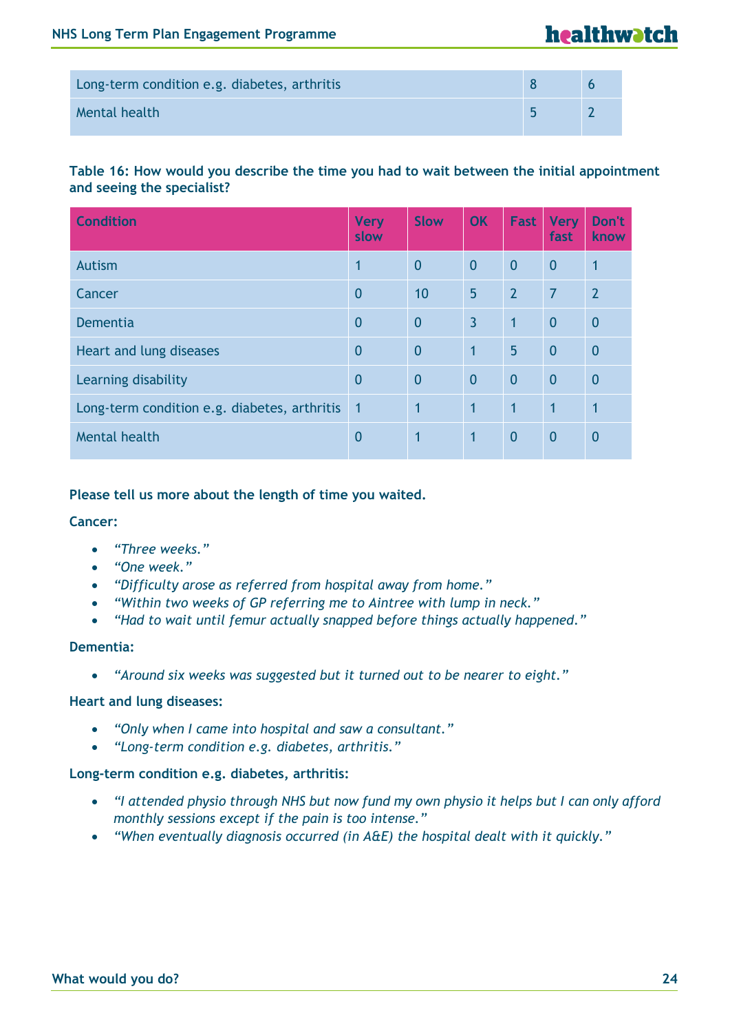| | | |
|---|---|---|
| Long-term condition e.g. diabetes, arthritis | 8 | 6 |
| Mental health | 5 | 2 |

**Table 16: How would you describe the time you had to wait between the initial appointment and seeing the specialist?**

| Condition | Very slow | Slow | OK | Fast | Very fast | Don't know |
|---|---|---|---|---|---|---|
| Autism | 1 | 0 | 0 | 0 | 0 | 1 |
| Cancer | 0 | 10 | 5 | 2 | 7 | 2 |
| Dementia | 0 | 0 | 3 | 1 | 0 | 0 |
| Heart and lung diseases | 0 | 0 | 1 | 5 | 0 | 0 |
| Learning disability | 0 | 0 | 0 | 0 | 0 | 0 |
| Long-term condition e.g. diabetes, arthritis | 1 | 1 | 1 | 1 | 1 | 1 |
| Mental health | 0 | 1 | 1 | 0 | 0 | 0 |

**Please tell us more about the length of time you waited.**

**Cancer:**

- *"Three weeks."*
- *"One week."*
- *"Difficulty arose as referred from hospital away from home."*
- *"Within two weeks of GP referring me to Aintree with lump in neck."*
- *"Had to wait until femur actually snapped before things actually happened."*

**Dementia:**

- *"Around six weeks was suggested but it turned out to be nearer to eight."*

**Heart and lung diseases:**

- *"Only when I came into hospital and saw a consultant."*
- *"Long-term condition e.g. diabetes, arthritis."*

**Long-term condition e.g. diabetes, arthritis:**

- *"I attended physio through NHS but now fund my own physio it helps but I can only afford monthly sessions except if the pain is too intense."*
- *"When eventually diagnosis occurred (in A&E) the hospital dealt with it quickly."*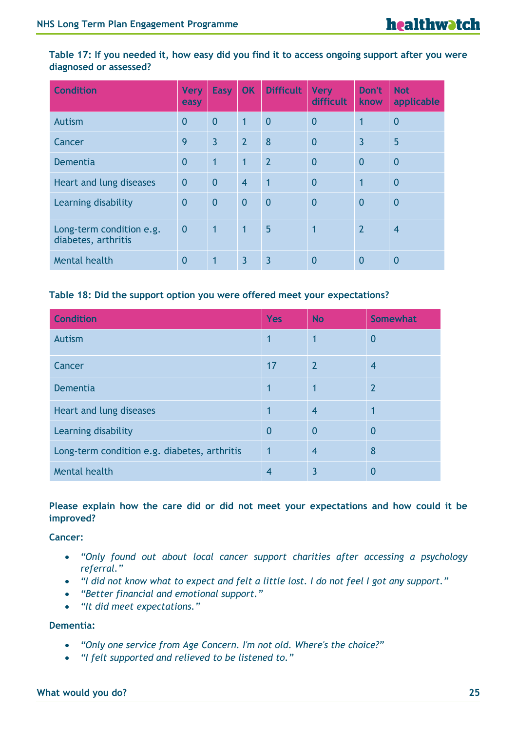**Table 17: If you needed it, how easy did you find it to access ongoing support after you were diagnosed or assessed?**

| Condition | Very easy | Easy | OK | Difficult | Very difficult | Don't know | Not applicable |
|---|---|---|---|---|---|---|---|
| Autism | 0 | 0 | 1 | 0 | 0 | 1 | 0 |
| Cancer | 9 | 3 | 2 | 8 | 0 | 3 | 5 |
| Dementia | 0 | 1 | 1 | 2 | 0 | 0 | 0 |
| Heart and lung diseases | 0 | 0 | 4 | 1 | 0 | 1 | 0 |
| Learning disability | 0 | 0 | 0 | 0 | 0 | 0 | 0 |
| Long-term condition e.g. diabetes, arthritis | 0 | 1 | 1 | 5 | 1 | 2 | 4 |
| Mental health | 0 | 1 | 3 | 3 | 0 | 0 | 0 |

**Table 18: Did the support option you were offered meet your expectations?**

| Condition | Yes | No | Somewhat |
|---|---|---|---|
| Autism | 1 | 1 | 0 |
| Cancer | 17 | 2 | 4 |
| Dementia | 1 | 1 | 2 |
| Heart and lung diseases | 1 | 4 | 1 |
| Learning disability | 0 | 0 | 0 |
| Long-term condition e.g. diabetes, arthritis | 1 | 4 | 8 |
| Mental health | 4 | 3 | 0 |

**Please explain how the care did or did not meet your expectations and how could it be improved?**

**Cancer:**

- *"Only found out about local cancer support charities after accessing a psychology referral."*
- *"I did not know what to expect and felt a little lost. I do not feel I got any support."*
- *"Better financial and emotional support."*
- *"It did meet expectations."*

**Dementia:**

- *"Only one service from Age Concern. I'm not old. Where's the choice?"*
- *"I felt supported and relieved to be listened to."*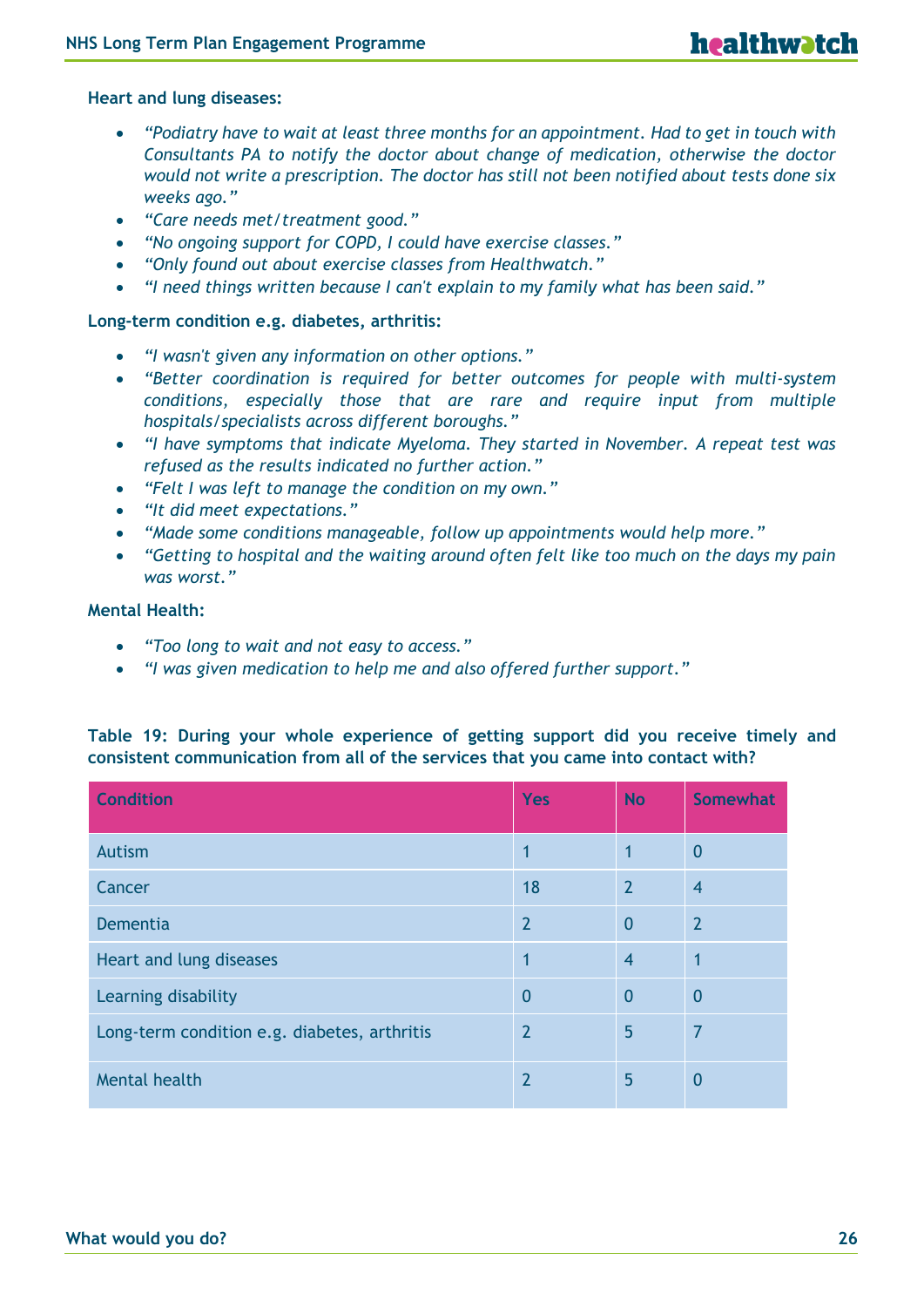**Heart and lung diseases:**

- *"Podiatry have to wait at least three months for an appointment. Had to get in touch with Consultants PA to notify the doctor about change of medication, otherwise the doctor would not write a prescription. The doctor has still not been notified about tests done six weeks ago."*
- *"Care needs met/treatment good."*
- *"No ongoing support for COPD, I could have exercise classes."*
- *"Only found out about exercise classes from Healthwatch."*
- *"I need things written because I can't explain to my family what has been said."*

**Long-term condition e.g. diabetes, arthritis:**

- *"I wasn't given any information on other options."*
- *"Better coordination is required for better outcomes for people with multi-system conditions, especially those that are rare and require input from multiple hospitals/specialists across different boroughs."*
- *"I have symptoms that indicate Myeloma. They started in November. A repeat test was refused as the results indicated no further action."*
- *"Felt I was left to manage the condition on my own."*
- *"It did meet expectations."*
- *"Made some conditions manageable, follow up appointments would help more."*
- *"Getting to hospital and the waiting around often felt like too much on the days my pain was worst."*

**Mental Health:**

- *"Too long to wait and not easy to access."*
- *"I was given medication to help me and also offered further support."*

**Table 19: During your whole experience of getting support did you receive timely and consistent communication from all of the services that you came into contact with?**

| Condition | Yes | No | Somewhat |
|---|---|---|---|
| Autism | 1 | 1 | 0 |
| Cancer | 18 | 2 | 4 |
| Dementia | 2 | 0 | 2 |
| Heart and lung diseases | 1 | 4 | 1 |
| Learning disability | 0 | 0 | 0 |
| Long-term condition e.g. diabetes, arthritis | 2 | 5 | 7 |
| Mental health | 2 | 5 | 0 |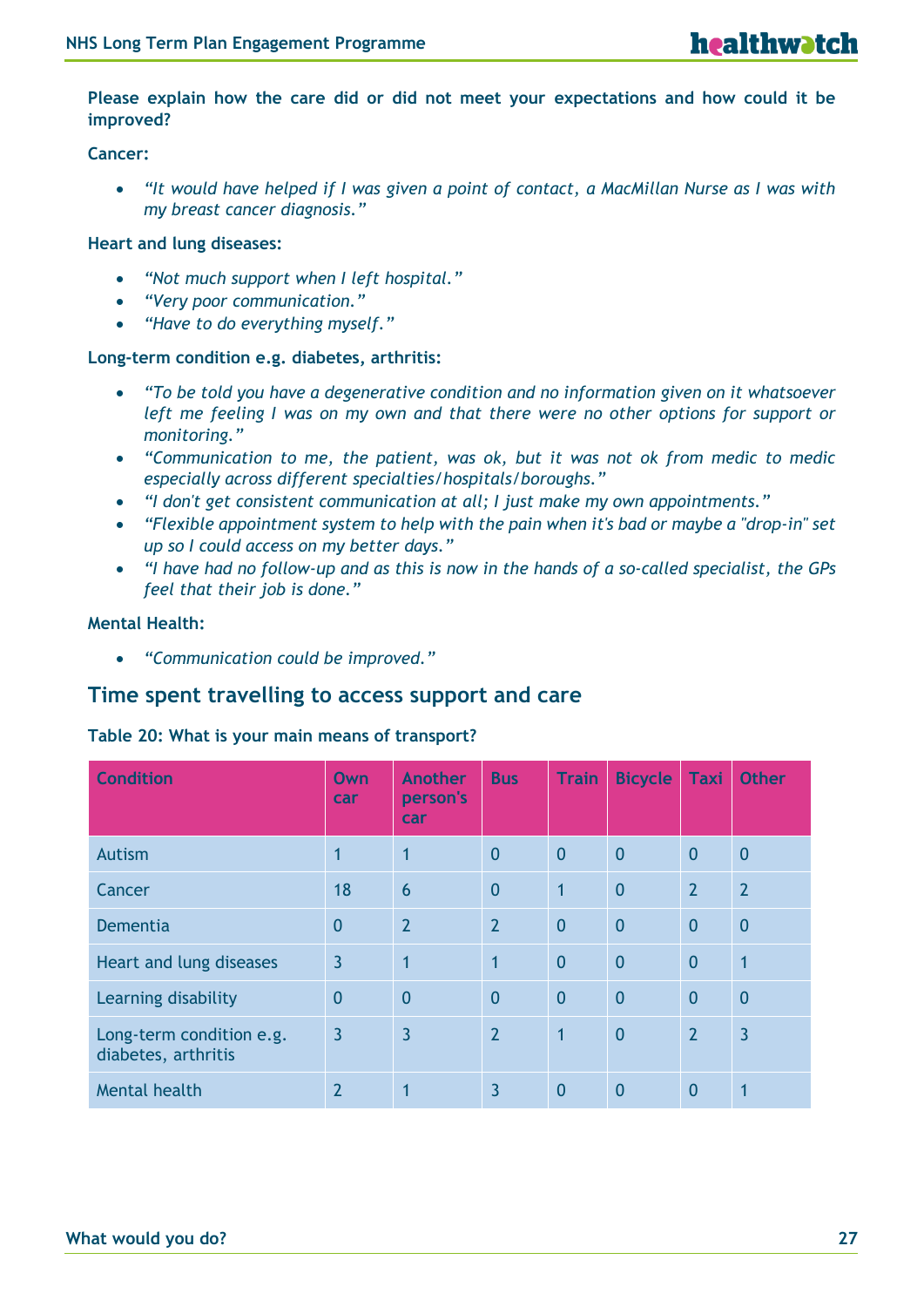**Please explain how the care did or did not meet your expectations and how could it be improved?**

**Cancer:**

- *"It would have helped if I was given a point of contact, a MacMillan Nurse as I was with my breast cancer diagnosis."*

**Heart and lung diseases:**

- *"Not much support when I left hospital."*
- *"Very poor communication."*
- *"Have to do everything myself."*

**Long-term condition e.g. diabetes, arthritis:**

- *"To be told you have a degenerative condition and no information given on it whatsoever left me feeling I was on my own and that there were no other options for support or monitoring."*
- *"Communication to me, the patient, was ok, but it was not ok from medic to medic especially across different specialties/hospitals/boroughs."*
- *"I don't get consistent communication at all; I just make my own appointments."*
- *"Flexible appointment system to help with the pain when it's bad or maybe a "drop-in" set up so I could access on my better days."*
- *"I have had no follow-up and as this is now in the hands of a so-called specialist, the GPs feel that their job is done."*

**Mental Health:**

- *"Communication could be improved."*

## Time spent travelling to access support and care

**Table 20: What is your main means of transport?**

| Condition | Own car | Another person's car | Bus | Train | Bicycle | Taxi | Other |
|---|---|---|---|---|---|---|---|
| Autism | 1 | 1 | 0 | 0 | 0 | 0 | 0 |
| Cancer | 18 | 6 | 0 | 1 | 0 | 2 | 2 |
| Dementia | 0 | 2 | 2 | 0 | 0 | 0 | 0 |
| Heart and lung diseases | 3 | 1 | 1 | 0 | 0 | 0 | 1 |
| Learning disability | 0 | 0 | 0 | 0 | 0 | 0 | 0 |
| Long-term condition e.g. diabetes, arthritis | 3 | 3 | 2 | 1 | 0 | 2 | 3 |
| Mental health | 2 | 1 | 3 | 0 | 0 | 0 | 1 |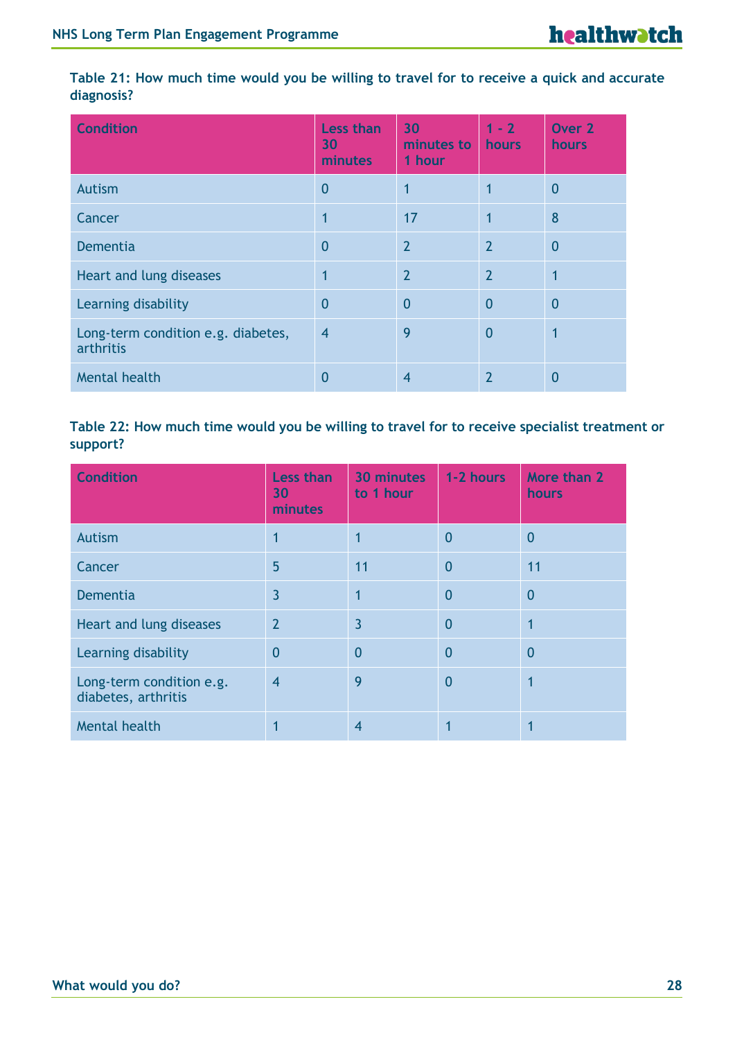**Table 21: How much time would you be willing to travel for to receive a quick and accurate diagnosis?**

| Condition | Less than 30 minutes | 30 minutes to 1 hour | 1 - 2 hours | Over 2 hours |
|---|---|---|---|---|
| Autism | 0 | 1 | 1 | 0 |
| Cancer | 1 | 17 | 1 | 8 |
| Dementia | 0 | 2 | 2 | 0 |
| Heart and lung diseases | 1 | 2 | 2 | 1 |
| Learning disability | 0 | 0 | 0 | 0 |
| Long-term condition e.g. diabetes, arthritis | 4 | 9 | 0 | 1 |
| Mental health | 0 | 4 | 2 | 0 |

**Table 22: How much time would you be willing to travel for to receive specialist treatment or support?**

| Condition | Less than 30 minutes | 30 minutes to 1 hour | 1-2 hours | More than 2 hours |
|---|---|---|---|---|
| Autism | 1 | 1 | 0 | 0 |
| Cancer | 5 | 11 | 0 | 11 |
| Dementia | 3 | 1 | 0 | 0 |
| Heart and lung diseases | 2 | 3 | 0 | 1 |
| Learning disability | 0 | 0 | 0 | 0 |
| Long-term condition e.g. diabetes, arthritis | 4 | 9 | 0 | 1 |
| Mental health | 1 | 4 | 1 | 1 |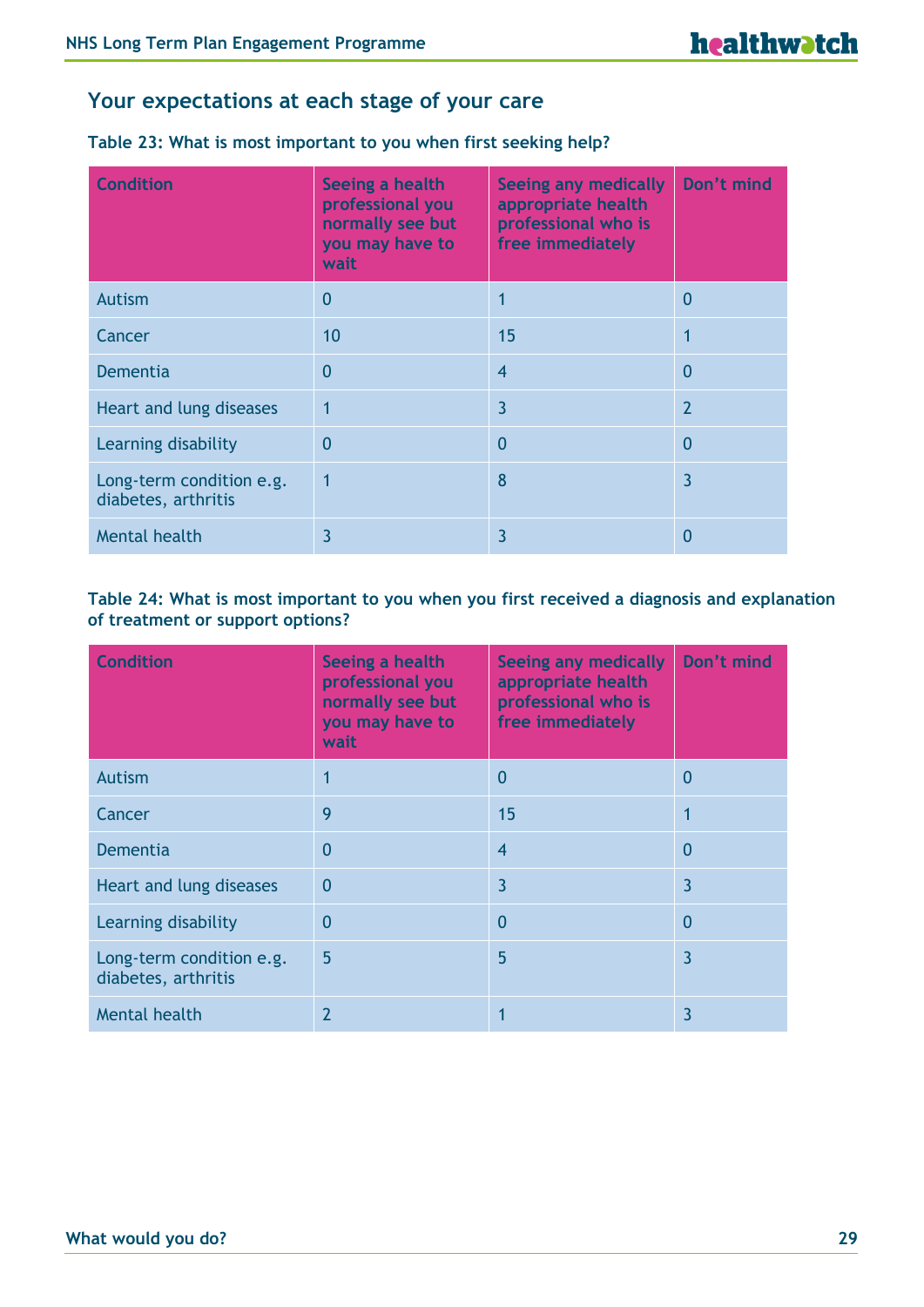## Your expectations at each stage of your care

**Table 23: What is most important to you when first seeking help?**

| Condition | Seeing a health professional you normally see but you may have to wait | Seeing any medically appropriate health professional who is free immediately | Don't mind |
|---|---|---|---|
| Autism | 0 | 1 | 0 |
| Cancer | 10 | 15 | 1 |
| Dementia | 0 | 4 | 0 |
| Heart and lung diseases | 1 | 3 | 2 |
| Learning disability | 0 | 0 | 0 |
| Long-term condition e.g. diabetes, arthritis | 1 | 8 | 3 |
| Mental health | 3 | 3 | 0 |

**Table 24: What is most important to you when you first received a diagnosis and explanation of treatment or support options?**

| Condition | Seeing a health professional you normally see but you may have to wait | Seeing any medically appropriate health professional who is free immediately | Don't mind |
|---|---|---|---|
| Autism | 1 | 0 | 0 |
| Cancer | 9 | 15 | 1 |
| Dementia | 0 | 4 | 0 |
| Heart and lung diseases | 0 | 3 | 3 |
| Learning disability | 0 | 0 | 0 |
| Long-term condition e.g. diabetes, arthritis | 5 | 5 | 3 |
| Mental health | 2 | 1 | 3 |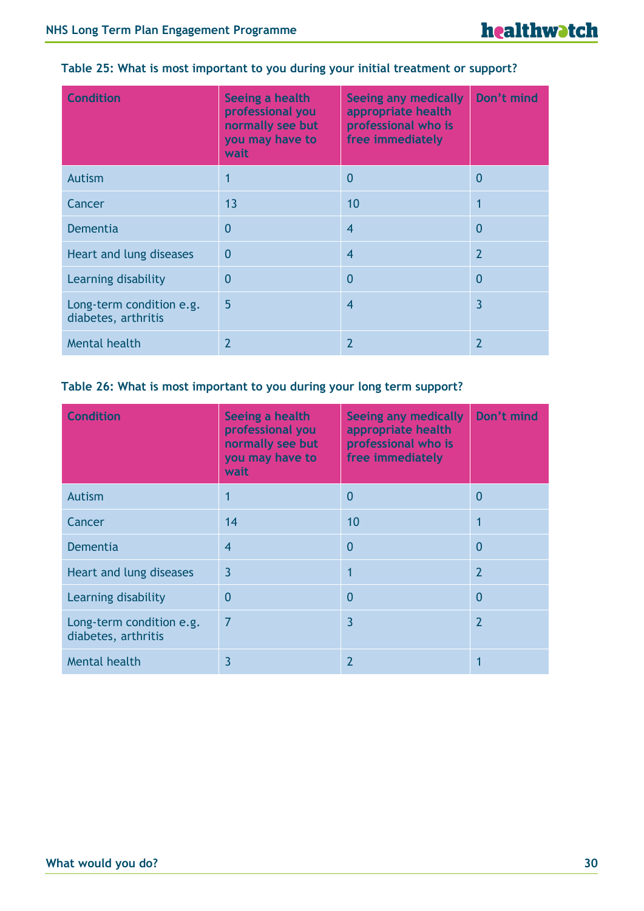**Table 25: What is most important to you during your initial treatment or support?**

| Condition | Seeing a health professional you normally see but you may have to wait | Seeing any medically appropriate health professional who is free immediately | Don't mind |
|---|---|---|---|
| Autism | 1 | 0 | 0 |
| Cancer | 13 | 10 | 1 |
| Dementia | 0 | 4 | 0 |
| Heart and lung diseases | 0 | 4 | 2 |
| Learning disability | 0 | 0 | 0 |
| Long-term condition e.g. diabetes, arthritis | 5 | 4 | 3 |
| Mental health | 2 | 2 | 2 |

**Table 26: What is most important to you during your long term support?**

| Condition | Seeing a health professional you normally see but you may have to wait | Seeing any medically appropriate health professional who is free immediately | Don't mind |
|---|---|---|---|
| Autism | 1 | 0 | 0 |
| Cancer | 14 | 10 | 1 |
| Dementia | 4 | 0 | 0 |
| Heart and lung diseases | 3 | 1 | 2 |
| Learning disability | 0 | 0 | 0 |
| Long-term condition e.g. diabetes, arthritis | 7 | 3 | 2 |
| Mental health | 3 | 2 | 1 |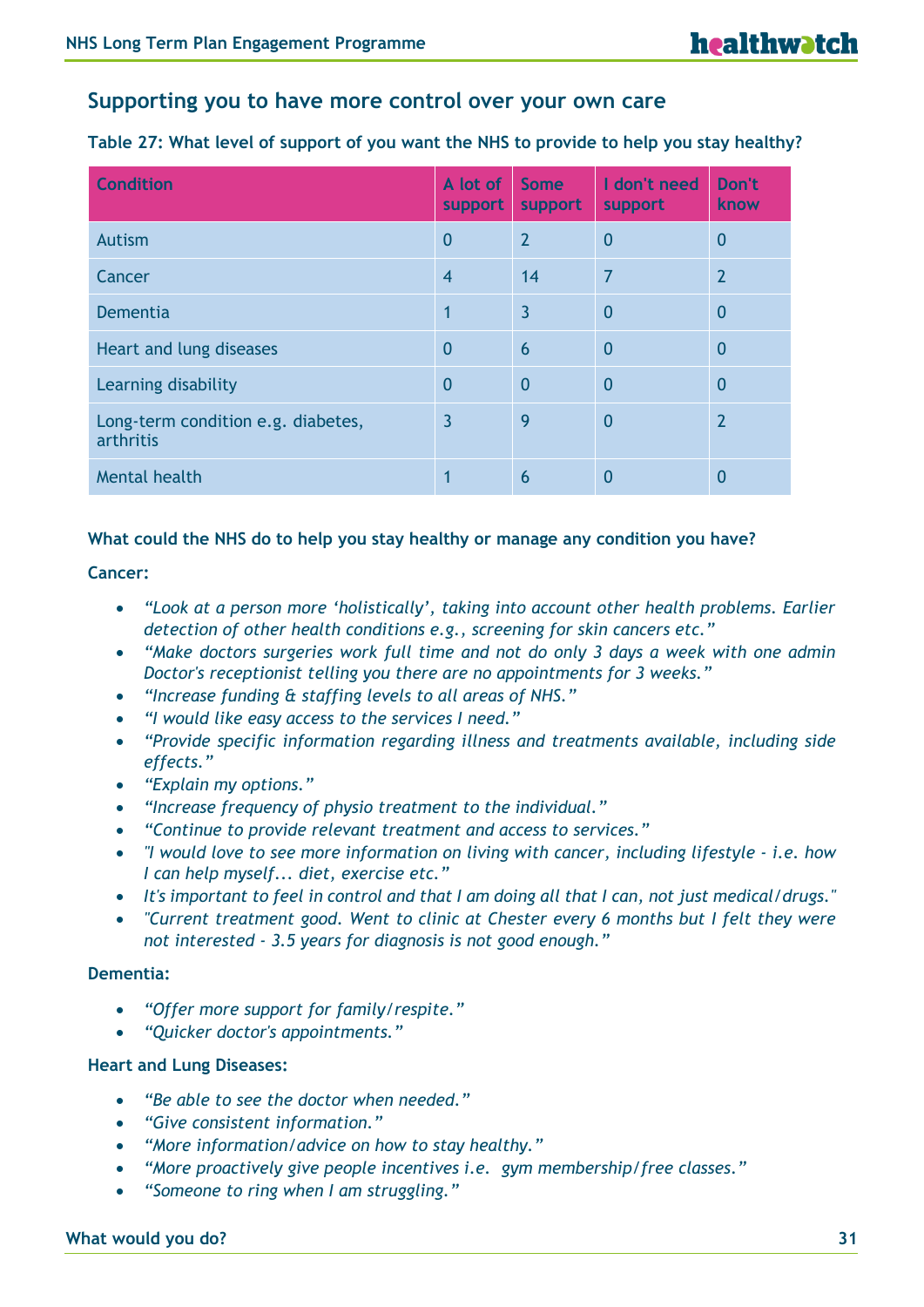## Supporting you to have more control over your own care

**Table 27: What level of support of you want the NHS to provide to help you stay healthy?**

| Condition | A lot of support | Some support | I don't need support | Don't know |
|---|---|---|---|---|
| Autism | 0 | 2 | 0 | 0 |
| Cancer | 4 | 14 | 7 | 2 |
| Dementia | 1 | 3 | 0 | 0 |
| Heart and lung diseases | 0 | 6 | 0 | 0 |
| Learning disability | 0 | 0 | 0 | 0 |
| Long-term condition e.g. diabetes, arthritis | 3 | 9 | 0 | 2 |
| Mental health | 1 | 6 | 0 | 0 |

**What could the NHS do to help you stay healthy or manage any condition you have?**

**Cancer:**

- *"Look at a person more 'holistically', taking into account other health problems. Earlier detection of other health conditions e.g., screening for skin cancers etc."*
- *"Make doctors surgeries work full time and not do only 3 days a week with one admin Doctor's receptionist telling you there are no appointments for 3 weeks."*
- *"Increase funding & staffing levels to all areas of NHS."*
- *"I would like easy access to the services I need."*
- *"Provide specific information regarding illness and treatments available, including side effects."*
- *"Explain my options."*
- *"Increase frequency of physio treatment to the individual."*
- *"Continue to provide relevant treatment and access to services."*
- *"I would love to see more information on living with cancer, including lifestyle - i.e. how I can help myself... diet, exercise etc."*
- *It's important to feel in control and that I am doing all that I can, not just medical/drugs."*
- *"Current treatment good. Went to clinic at Chester every 6 months but I felt they were not interested - 3.5 years for diagnosis is not good enough."*

**Dementia:**

- *"Offer more support for family/respite."*
- *"Quicker doctor's appointments."*

**Heart and Lung Diseases:**

- *"Be able to see the doctor when needed."*
- *"Give consistent information."*
- *"More information/advice on how to stay healthy."*
- *"More proactively give people incentives i.e. gym membership/free classes."*
- *"Someone to ring when I am struggling."*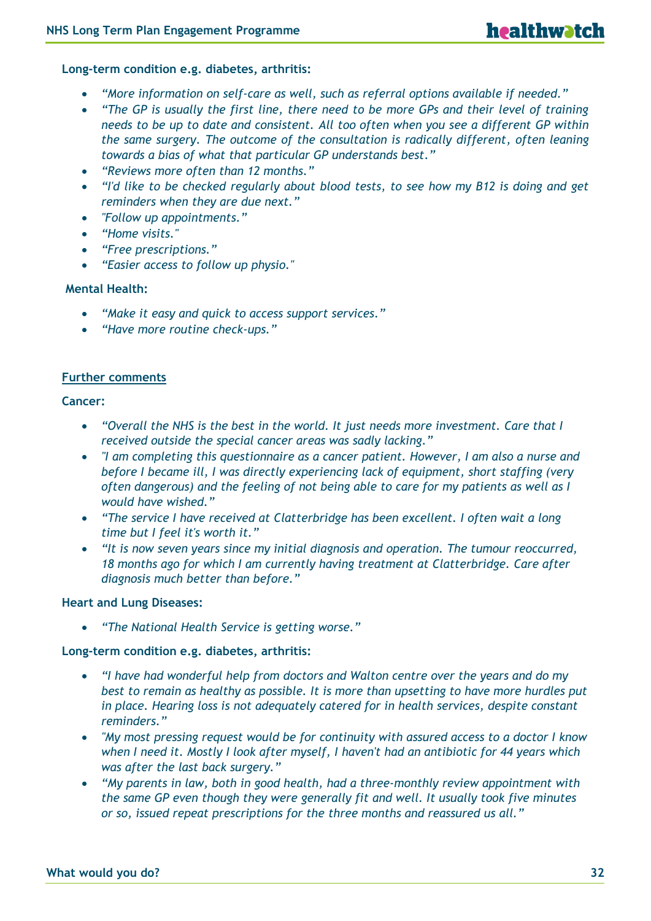**Long-term condition e.g. diabetes, arthritis:**

- *"More information on self-care as well, such as referral options available if needed."*
- *"The GP is usually the first line, there need to be more GPs and their level of training needs to be up to date and consistent. All too often when you see a different GP within the same surgery. The outcome of the consultation is radically different, often leaning towards a bias of what that particular GP understands best."*
- *"Reviews more often than 12 months."*
- *"I'd like to be checked regularly about blood tests, to see how my B12 is doing and get reminders when they are due next."*
- *"Follow up appointments."*
- *"Home visits."*
- *"Free prescriptions."*
- *"Easier access to follow up physio."*

**Mental Health:**

- *"Make it easy and quick to access support services."*
- *"Have more routine check-ups."*

**Further comments**

**Cancer:**

- *"Overall the NHS is the best in the world. It just needs more investment. Care that I received outside the special cancer areas was sadly lacking."*
- *"I am completing this questionnaire as a cancer patient. However, I am also a nurse and before I became ill, I was directly experiencing lack of equipment, short staffing (very often dangerous) and the feeling of not being able to care for my patients as well as I would have wished."*
- *"The service I have received at Clatterbridge has been excellent. I often wait a long time but I feel it's worth it."*
- *"It is now seven years since my initial diagnosis and operation. The tumour reoccurred, 18 months ago for which I am currently having treatment at Clatterbridge. Care after diagnosis much better than before."*

**Heart and Lung Diseases:**

- *"The National Health Service is getting worse."*

**Long-term condition e.g. diabetes, arthritis:**

- *"I have had wonderful help from doctors and Walton centre over the years and do my best to remain as healthy as possible. It is more than upsetting to have more hurdles put in place. Hearing loss is not adequately catered for in health services, despite constant reminders."*
- *"My most pressing request would be for continuity with assured access to a doctor I know when I need it. Mostly I look after myself, I haven't had an antibiotic for 44 years which was after the last back surgery."*
- *"My parents in law, both in good health, had a three-monthly review appointment with the same GP even though they were generally fit and well. It usually took five minutes or so, issued repeat prescriptions for the three months and reassured us all."*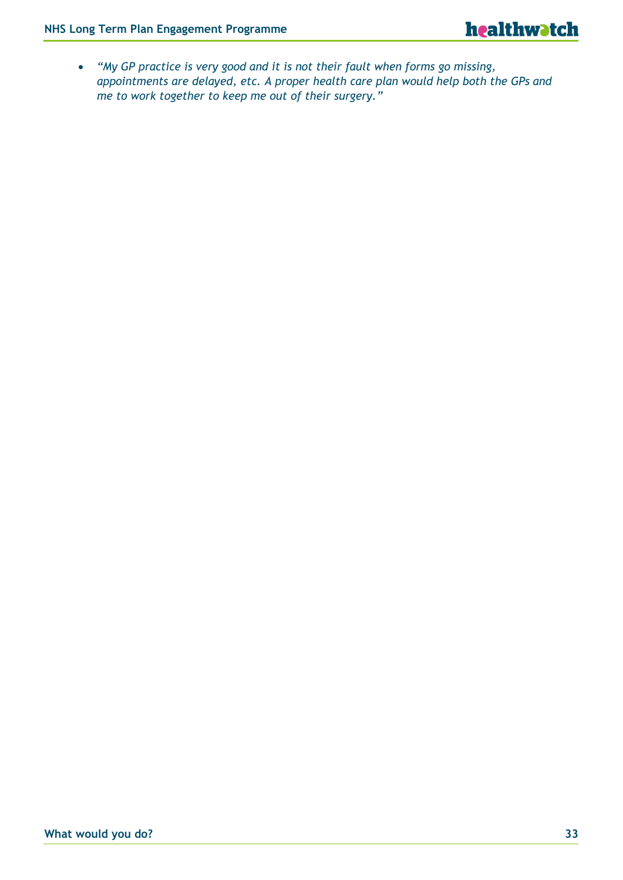- *"My GP practice is very good and it is not their fault when forms go missing, appointments are delayed, etc. A proper health care plan would help both the GPs and me to work together to keep me out of their surgery."*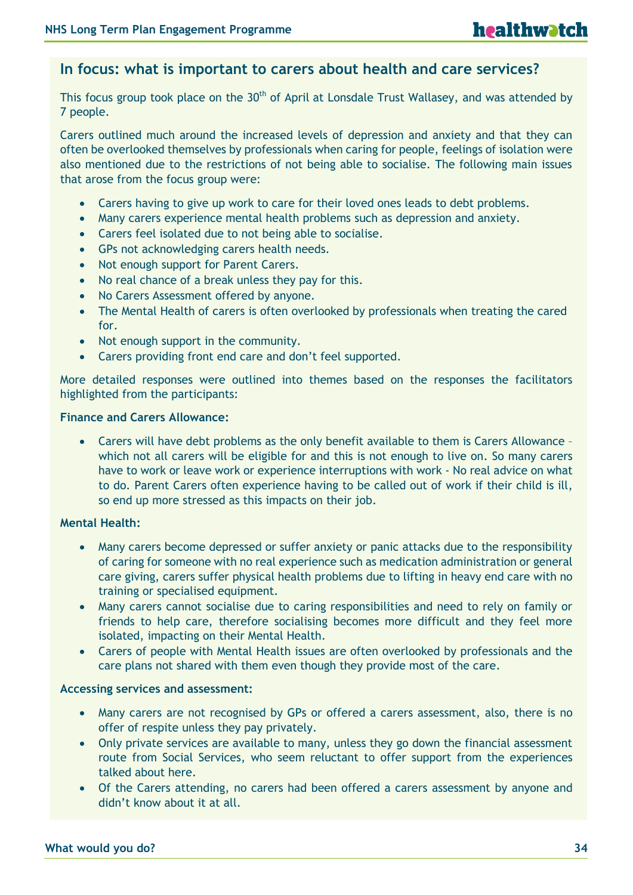## In focus: what is important to carers about health and care services?

This focus group took place on the 30th of April at Lonsdale Trust Wallasey, and was attended by 7 people.

Carers outlined much around the increased levels of depression and anxiety and that they can often be overlooked themselves by professionals when caring for people, feelings of isolation were also mentioned due to the restrictions of not being able to socialise. The following main issues that arose from the focus group were:

- Carers having to give up work to care for their loved ones leads to debt problems.
- Many carers experience mental health problems such as depression and anxiety.
- Carers feel isolated due to not being able to socialise.
- GPs not acknowledging carers health needs.
- Not enough support for Parent Carers.
- No real chance of a break unless they pay for this.
- No Carers Assessment offered by anyone.
- The Mental Health of carers is often overlooked by professionals when treating the cared for.
- Not enough support in the community.
- Carers providing front end care and don't feel supported.

More detailed responses were outlined into themes based on the responses the facilitators highlighted from the participants:

**Finance and Carers Allowance:**

- Carers will have debt problems as the only benefit available to them is Carers Allowance – which not all carers will be eligible for and this is not enough to live on. So many carers have to work or leave work or experience interruptions with work - No real advice on what to do. Parent Carers often experience having to be called out of work if their child is ill, so end up more stressed as this impacts on their job.

**Mental Health:**

- Many carers become depressed or suffer anxiety or panic attacks due to the responsibility of caring for someone with no real experience such as medication administration or general care giving, carers suffer physical health problems due to lifting in heavy end care with no training or specialised equipment.
- Many carers cannot socialise due to caring responsibilities and need to rely on family or friends to help care, therefore socialising becomes more difficult and they feel more isolated, impacting on their Mental Health.
- Carers of people with Mental Health issues are often overlooked by professionals and the care plans not shared with them even though they provide most of the care.

**Accessing services and assessment:**

- Many carers are not recognised by GPs or offered a carers assessment, also, there is no offer of respite unless they pay privately.
- Only private services are available to many, unless they go down the financial assessment route from Social Services, who seem reluctant to offer support from the experiences talked about here.
- Of the Carers attending, no carers had been offered a carers assessment by anyone and didn't know about it at all.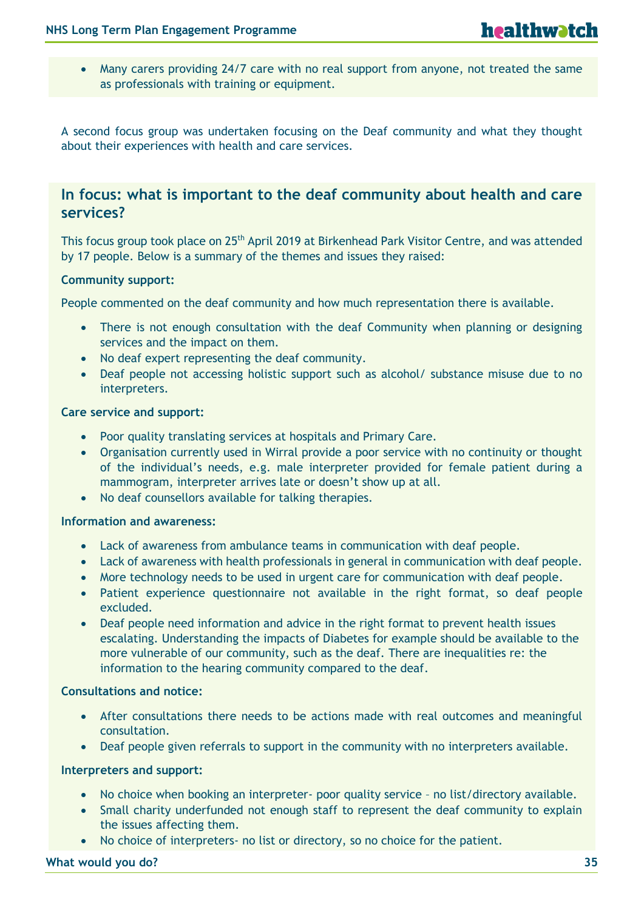- Many carers providing 24/7 care with no real support from anyone, not treated the same as professionals with training or equipment.

A second focus group was undertaken focusing on the Deaf community and what they thought about their experiences with health and care services.

## In focus: what is important to the deaf community about health and care services?

This focus group took place on 25th April 2019 at Birkenhead Park Visitor Centre, and was attended by 17 people. Below is a summary of the themes and issues they raised:

**Community support:**

People commented on the deaf community and how much representation there is available.

- There is not enough consultation with the deaf Community when planning or designing services and the impact on them.
- No deaf expert representing the deaf community.
- Deaf people not accessing holistic support such as alcohol/ substance misuse due to no interpreters.

**Care service and support:**

- Poor quality translating services at hospitals and Primary Care.
- Organisation currently used in Wirral provide a poor service with no continuity or thought of the individual's needs, e.g. male interpreter provided for female patient during a mammogram, interpreter arrives late or doesn't show up at all.
- No deaf counsellors available for talking therapies.

**Information and awareness:**

- Lack of awareness from ambulance teams in communication with deaf people.
- Lack of awareness with health professionals in general in communication with deaf people.
- More technology needs to be used in urgent care for communication with deaf people.
- Patient experience questionnaire not available in the right format, so deaf people excluded.
- Deaf people need information and advice in the right format to prevent health issues escalating. Understanding the impacts of Diabetes for example should be available to the more vulnerable of our community, such as the deaf. There are inequalities re: the information to the hearing community compared to the deaf.

**Consultations and notice:**

- After consultations there needs to be actions made with real outcomes and meaningful consultation.
- Deaf people given referrals to support in the community with no interpreters available.

**Interpreters and support:**

- No choice when booking an interpreter- poor quality service – no list/directory available.
- Small charity underfunded not enough staff to represent the deaf community to explain the issues affecting them.
- No choice of interpreters- no list or directory, so no choice for the patient.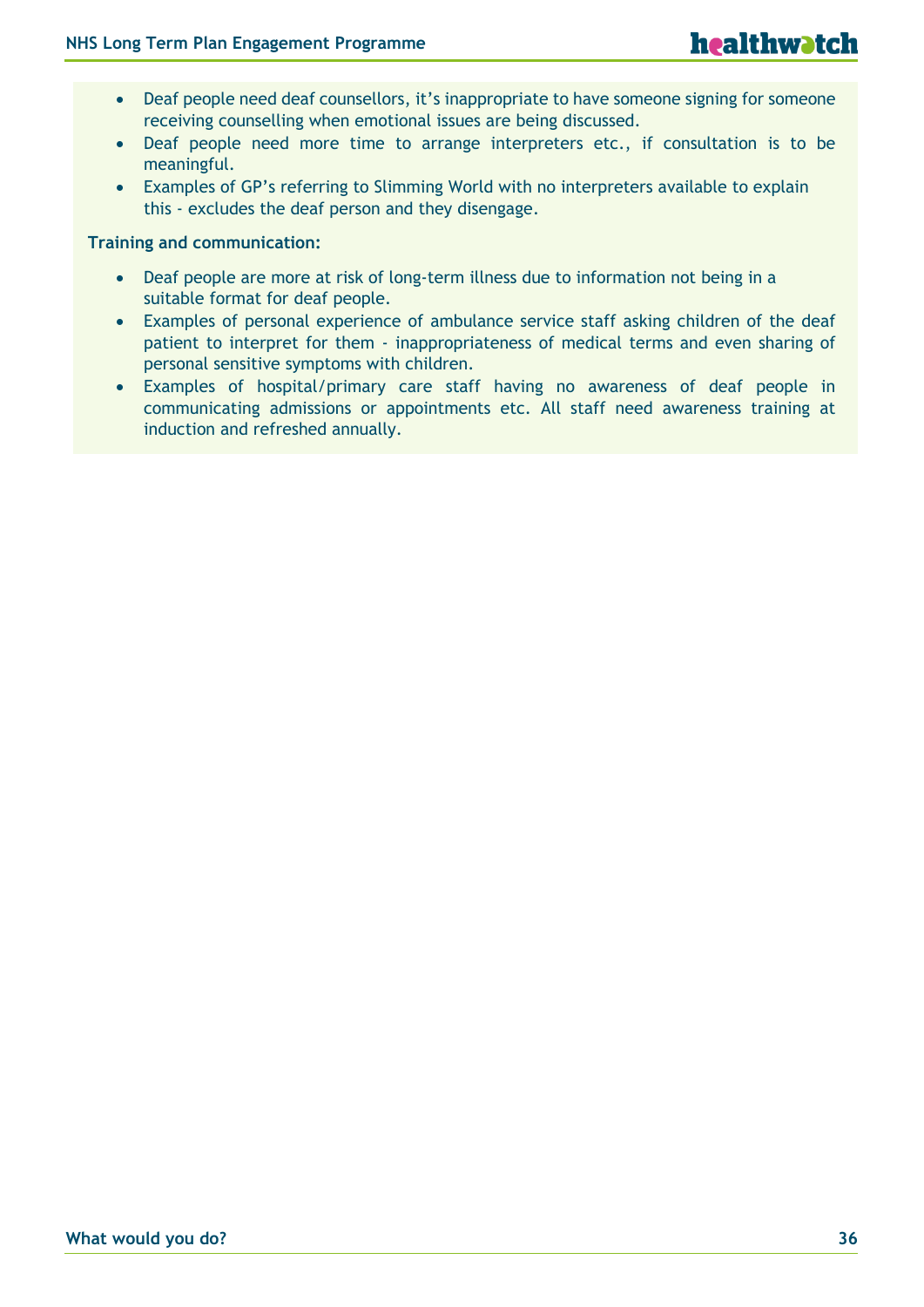- Deaf people need deaf counsellors, it's inappropriate to have someone signing for someone receiving counselling when emotional issues are being discussed.
- Deaf people need more time to arrange interpreters etc., if consultation is to be meaningful.
- Examples of GP's referring to Slimming World with no interpreters available to explain this - excludes the deaf person and they disengage.

**Training and communication:**

- Deaf people are more at risk of long-term illness due to information not being in a suitable format for deaf people.
- Examples of personal experience of ambulance service staff asking children of the deaf patient to interpret for them - inappropriateness of medical terms and even sharing of personal sensitive symptoms with children.
- Examples of hospital/primary care staff having no awareness of deaf people in communicating admissions or appointments etc. All staff need awareness training at induction and refreshed annually.